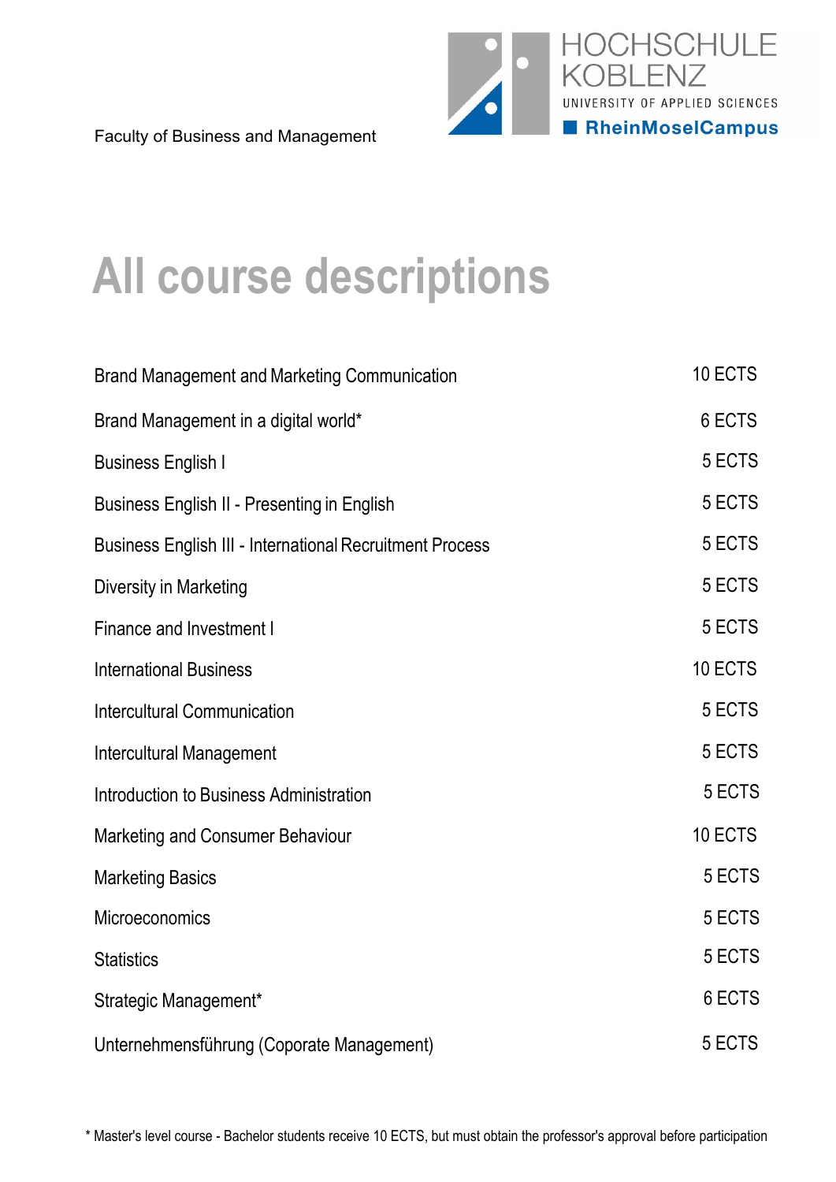Faculty of Business and Management

HOCHSCHULE KOBLENZ
UNIVERSITY OF APPLIED SCIENCES
RheinMoselCampus

# All course descriptions

| Course | ECTS |
|---|---|
| Brand Management and Marketing Communication | 10 ECTS |
| Brand Management in a digital world* | 6 ECTS |
| Business English I | 5 ECTS |
| Business English II - Presenting in English | 5 ECTS |
| Business English III - International Recruitment Process | 5 ECTS |
| Diversity in Marketing | 5 ECTS |
| Finance and Investment I | 5 ECTS |
| International Business | 10 ECTS |
| Intercultural Communication | 5 ECTS |
| Intercultural Management | 5 ECTS |
| Introduction to Business Administration | 5 ECTS |
| Marketing and Consumer Behaviour | 10 ECTS |
| Marketing Basics | 5 ECTS |
| Microeconomics | 5 ECTS |
| Statistics | 5 ECTS |
| Strategic Management* | 6 ECTS |
| Unternehmensführung (Coporate Management) | 5 ECTS |

* Master's level course - Bachelor students receive 10 ECTS, but must obtain the professor's approval before participation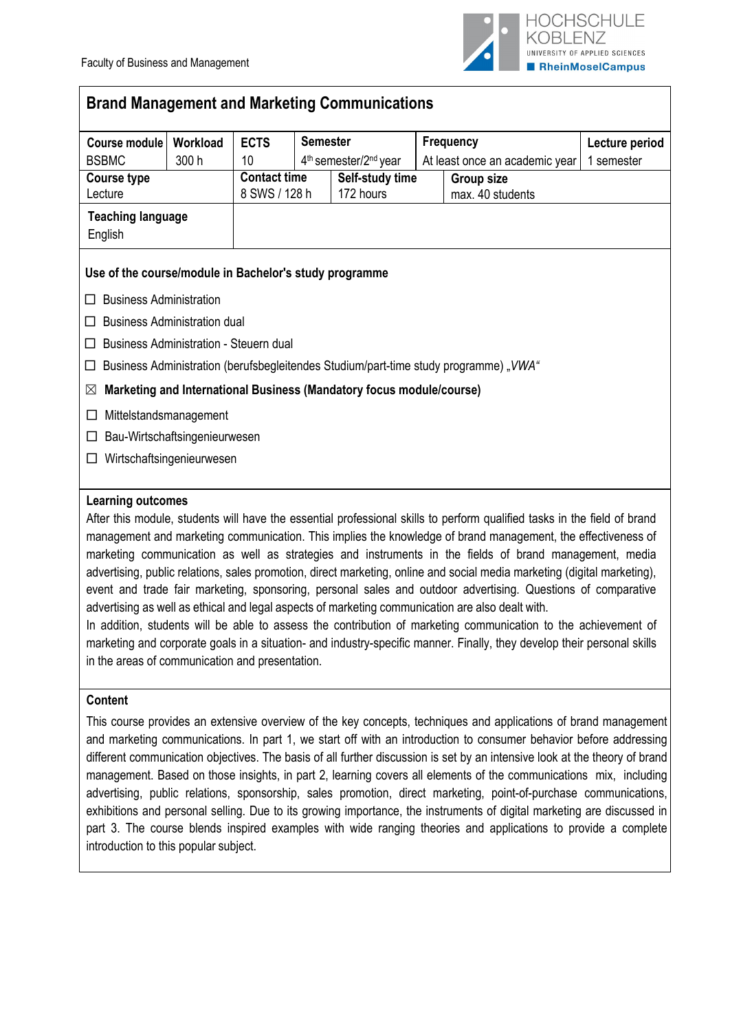Faculty of Business and Management

## Brand Management and Marketing Communications

| Course module | Workload | ECTS | Semester | Frequency | Lecture period |
|---|---|---|---|---|---|
| BSBMC | 300 h | 10 | 4th semester/2nd year | At least once an academic year | 1 semester |

| Course type | Contact time | Self-study time | Group size |
|---|---|---|---|
| Lecture | 8 SWS / 128 h | 172 hours | max. 40 students |

| Teaching language | |
|---|---|
| English | |

**Use of the course/module in Bachelor's study programme**

- ☐ Business Administration
- ☐ Business Administration dual
- ☐ Business Administration - Steuern dual
- ☐ Business Administration (berufsbegleitendes Studium/part-time study programme) *„VWA“*
- ☒ **Marketing and International Business (Mandatory focus module/course)**
- ☐ Mittelstandsmanagement
- ☐ Bau-Wirtschaftsingenieurwesen
- ☐ Wirtschaftsingenieurwesen

**Learning outcomes**

After this module, students will have the essential professional skills to perform qualified tasks in the field of brand management and marketing communication. This implies the knowledge of brand management, the effectiveness of marketing communication as well as strategies and instruments in the fields of brand management, media advertising, public relations, sales promotion, direct marketing, online and social media marketing (digital marketing), event and trade fair marketing, sponsoring, personal sales and outdoor advertising. Questions of comparative advertising as well as ethical and legal aspects of marketing communication are also dealt with.

In addition, students will be able to assess the contribution of marketing communication to the achievement of marketing and corporate goals in a situation- and industry-specific manner. Finally, they develop their personal skills in the areas of communication and presentation.

**Content**

This course provides an extensive overview of the key concepts, techniques and applications of brand management and marketing communications. In part 1, we start off with an introduction to consumer behavior before addressing different communication objectives. The basis of all further discussion is set by an intensive look at the theory of brand management. Based on those insights, in part 2, learning covers all elements of the communications mix, including advertising, public relations, sponsorship, sales promotion, direct marketing, point-of-purchase communications, exhibitions and personal selling. Due to its growing importance, the instruments of digital marketing are discussed in part 3. The course blends inspired examples with wide ranging theories and applications to provide a complete introduction to this popular subject.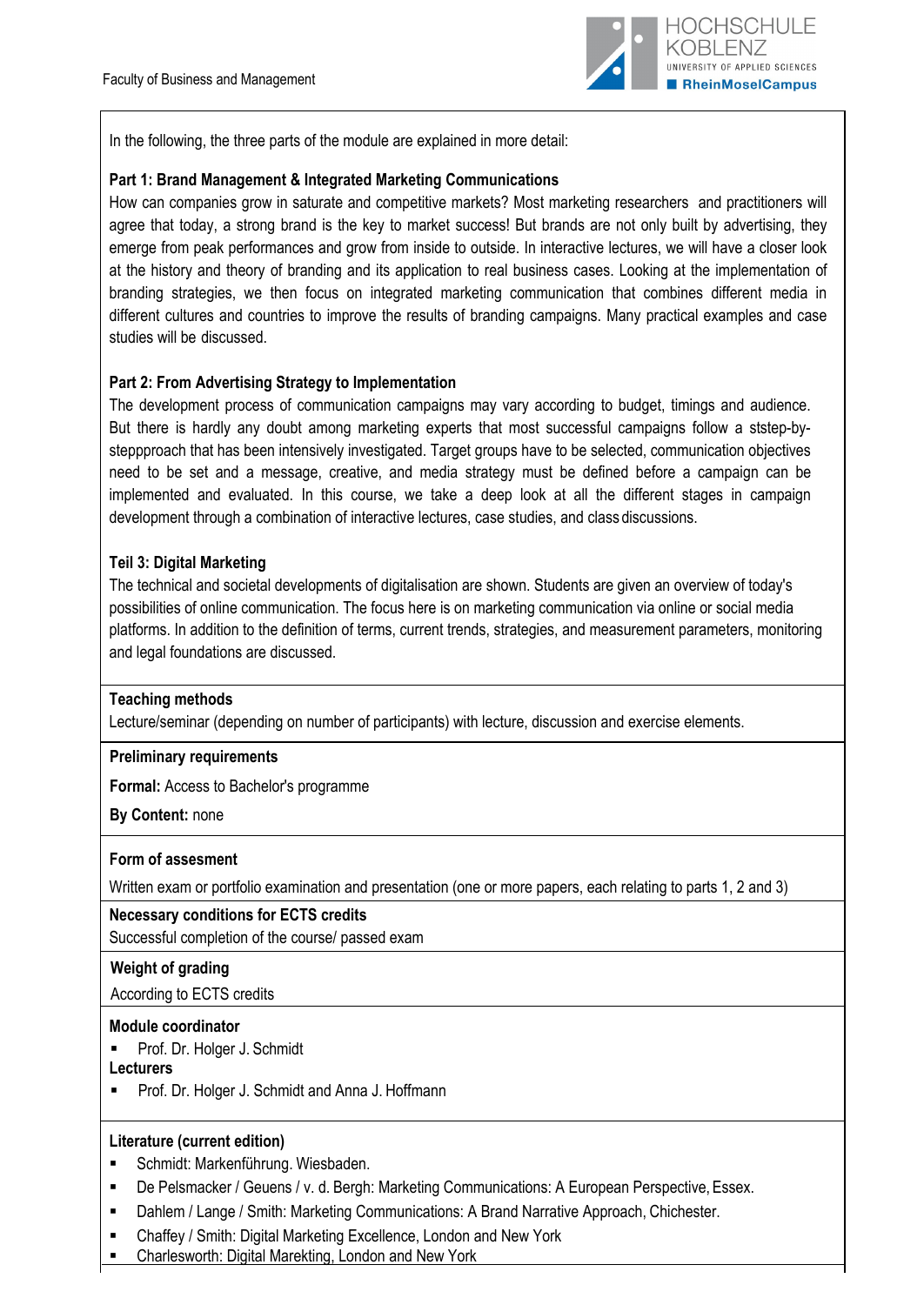In the following, the three parts of the module are explained in more detail:

**Part 1: Brand Management & Integrated Marketing Communications**

How can companies grow in saturate and competitive markets? Most marketing researchers and practitioners will agree that today, a strong brand is the key to market success! But brands are not only built by advertising, they emerge from peak performances and grow from inside to outside. In interactive lectures, we will have a closer look at the history and theory of branding and its application to real business cases. Looking at the implementation of branding strategies, we then focus on integrated marketing communication that combines different media in different cultures and countries to improve the results of branding campaigns. Many practical examples and case studies will be discussed.

**Part 2: From Advertising Strategy to Implementation**

The development process of communication campaigns may vary according to budget, timings and audience. But there is hardly any doubt among marketing experts that most successful campaigns follow a ststep-by-stepppproach that has been intensively investigated. Target groups have to be selected, communication objectives need to be set and a message, creative, and media strategy must be defined before a campaign can be implemented and evaluated. In this course, we take a deep look at all the different stages in campaign development through a combination of interactive lectures, case studies, and class discussions.

**Teil 3: Digital Marketing**

The technical and societal developments of digitalisation are shown. Students are given an overview of today's possibilities of online communication. The focus here is on marketing communication via online or social media platforms. In addition to the definition of terms, current trends, strategies, and measurement parameters, monitoring and legal foundations are discussed.

**Teaching methods**

Lecture/seminar (depending on number of participants) with lecture, discussion and exercise elements.

**Preliminary requirements**

**Formal:** Access to Bachelor's programme

**By Content:** none

**Form of assesment**

Written exam or portfolio examination and presentation (one or more papers, each relating to parts 1, 2 and 3)

**Necessary conditions for ECTS credits**

Successful completion of the course/ passed exam

**Weight of grading**

According to ECTS credits

**Module coordinator**

- Prof. Dr. Holger J. Schmidt

**Lecturers**

- Prof. Dr. Holger J. Schmidt and Anna J. Hoffmann

**Literature (current edition)**

- Schmidt: Markenführung. Wiesbaden.
- De Pelsmacker / Geuens / v. d. Bergh: Marketing Communications: A European Perspective, Essex.
- Dahlem / Lange / Smith: Marketing Communications: A Brand Narrative Approach, Chichester.
- Chaffey / Smith: Digital Marketing Excellence, London and New York
- Charlesworth: Digital Marekting, London and New York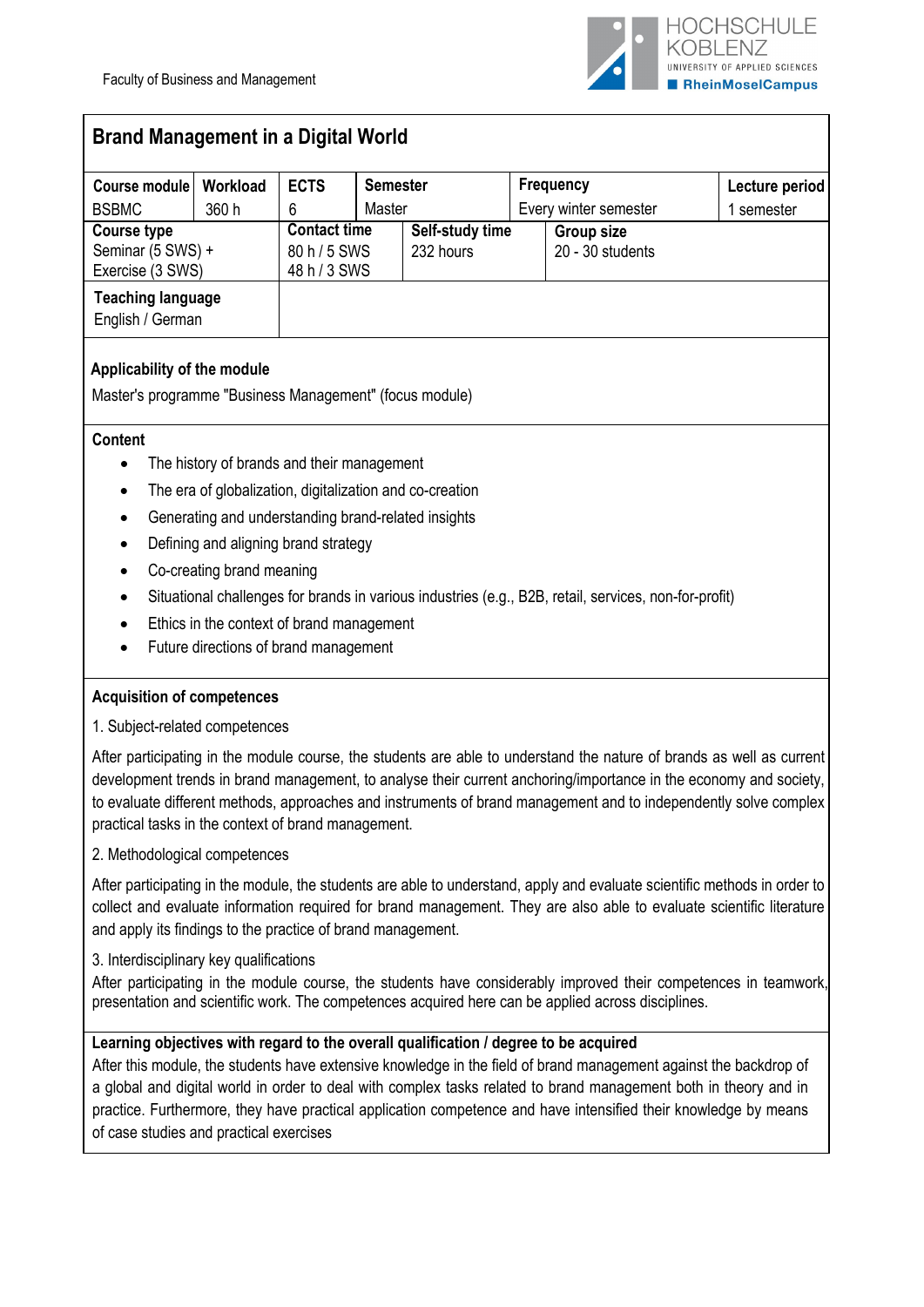Faculty of Business and Management

# Brand Management in a Digital World

| Course module | Workload | ECTS | Semester | Frequency | Lecture period |
|---|---|---|---|---|---|
| BSBMC | 360 h | 6 | Master | Every winter semester | 1 semester |

| Course type | Contact time | Self-study time | Group size |
|---|---|---|---|
| Seminar (5 SWS) + Exercise (3 SWS) | 80 h / 5 SWS<br>48 h / 3 SWS | 232 hours | 20 - 30 students |

**Teaching language**
English / German

**Applicability of the module**

Master's programme "Business Management" (focus module)

**Content**

- The history of brands and their management
- The era of globalization, digitalization and co-creation
- Generating and understanding brand-related insights
- Defining and aligning brand strategy
- Co-creating brand meaning
- Situational challenges for brands in various industries (e.g., B2B, retail, services, non-for-profit)
- Ethics in the context of brand management
- Future directions of brand management

**Acquisition of competences**

1. Subject-related competences

After participating in the module course, the students are able to understand the nature of brands as well as current development trends in brand management, to analyse their current anchoring/importance in the economy and society, to evaluate different methods, approaches and instruments of brand management and to independently solve complex practical tasks in the context of brand management.

2. Methodological competences

After participating in the module, the students are able to understand, apply and evaluate scientific methods in order to collect and evaluate information required for brand management. They are also able to evaluate scientific literature and apply its findings to the practice of brand management.

3. Interdisciplinary key qualifications

After participating in the module course, the students have considerably improved their competences in teamwork, presentation and scientific work. The competences acquired here can be applied across disciplines.

**Learning objectives with regard to the overall qualification / degree to be acquired**

After this module, the students have extensive knowledge in the field of brand management against the backdrop of a global and digital world in order to deal with complex tasks related to brand management both in theory and in practice. Furthermore, they have practical application competence and have intensified their knowledge by means of case studies and practical exercises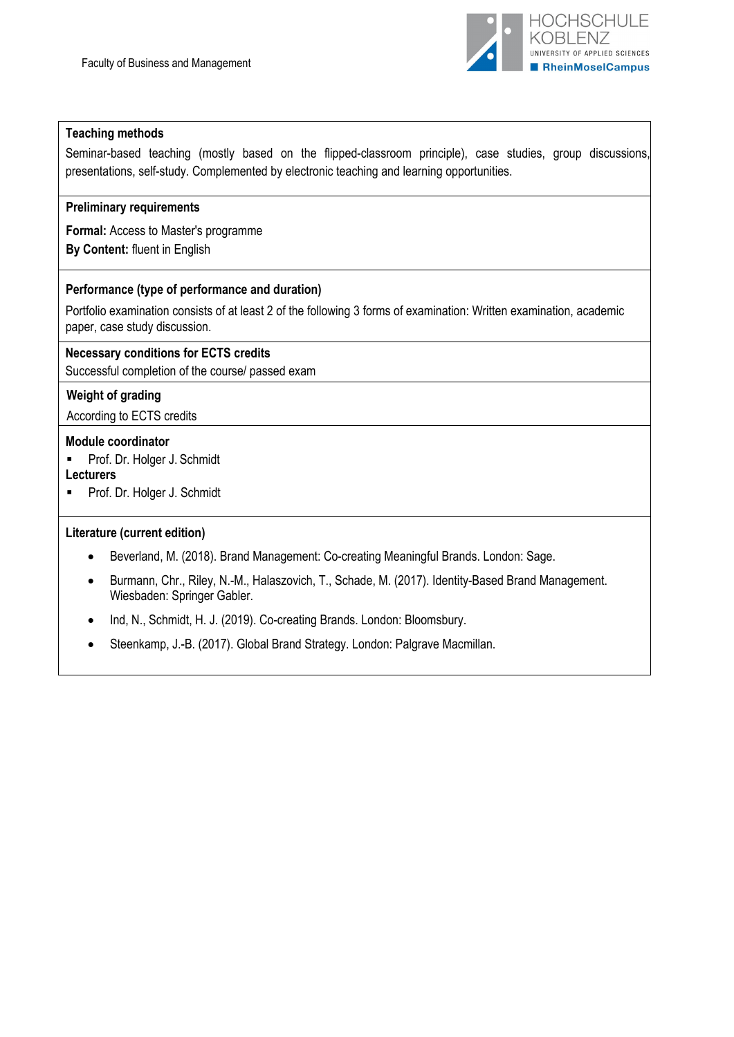**Teaching methods**

Seminar-based teaching (mostly based on the flipped-classroom principle), case studies, group discussions, presentations, self-study. Complemented by electronic teaching and learning opportunities.

**Preliminary requirements**

**Formal:** Access to Master's programme

**By Content:** fluent in English

**Performance (type of performance and duration)**

Portfolio examination consists of at least 2 of the following 3 forms of examination: Written examination, academic paper, case study discussion.

**Necessary conditions for ECTS credits**

Successful completion of the course/ passed exam

**Weight of grading**

According to ECTS credits

**Module coordinator**

- Prof. Dr. Holger J. Schmidt

**Lecturers**

- Prof. Dr. Holger J. Schmidt

**Literature (current edition)**

- Beverland, M. (2018). Brand Management: Co-creating Meaningful Brands. London: Sage.
- Burmann, Chr., Riley, N.-M., Halaszovich, T., Schade, M. (2017). Identity-Based Brand Management. Wiesbaden: Springer Gabler.
- Ind, N., Schmidt, H. J. (2019). Co-creating Brands. London: Bloomsbury.
- Steenkamp, J.-B. (2017). Global Brand Strategy. London: Palgrave Macmillan.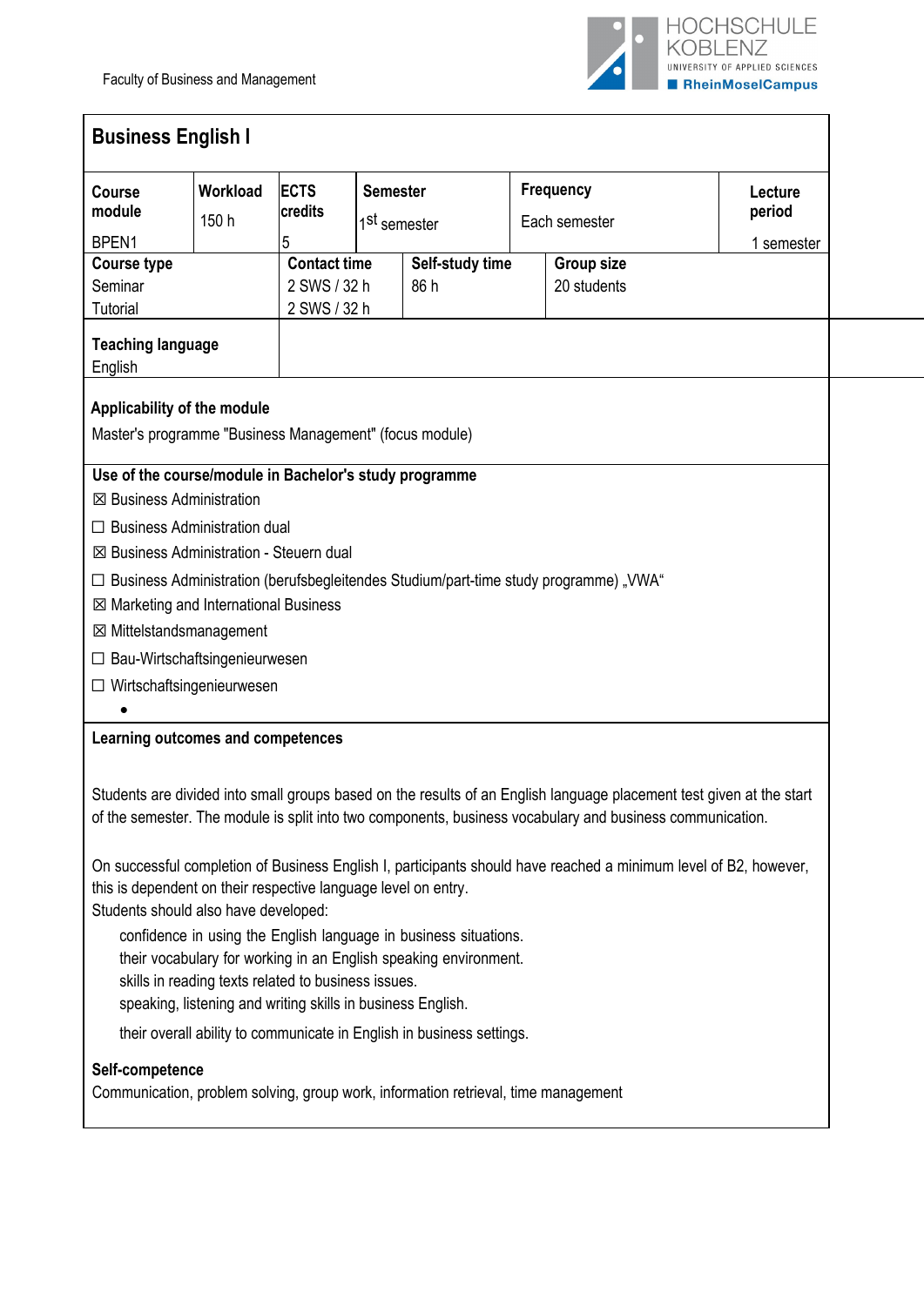Faculty of Business and Management

# Business English I

| Course module | Workload | ECTS credits | Semester | Frequency | Lecture period |
|---|---|---|---|---|---|
| BPEN1 | 150 h | 5 | 1st semester | Each semester | 1 semester |

| Course type | Contact time | Self-study time | Group size |
|---|---|---|---|
| Seminar | 2 SWS / 32 h | 86 h | 20 students |
| Tutorial | 2 SWS / 32 h | | |

**Teaching language**
English

**Applicability of the module**

Master's programme "Business Management" (focus module)

**Use of the course/module in Bachelor's study programme**

☒ Business Administration

☐ Business Administration dual

☒ Business Administration - Steuern dual

☐ Business Administration (berufsbegleitendes Studium/part-time study programme) „VWA"

☒ Marketing and International Business

☒ Mittelstandsmanagement

☐ Bau-Wirtschaftsingenieurwesen

☐ Wirtschaftsingenieurwesen

- 

**Learning outcomes and competences**

Students are divided into small groups based on the results of an English language placement test given at the start of the semester. The module is split into two components, business vocabulary and business communication.

On successful completion of Business English I, participants should have reached a minimum level of B2, however, this is dependent on their respective language level on entry.
Students should also have developed:

confidence in using the English language in business situations.
their vocabulary for working in an English speaking environment.
skills in reading texts related to business issues.
speaking, listening and writing skills in business English.

their overall ability to communicate in English in business settings.

**Self-competence**
Communication, problem solving, group work, information retrieval, time management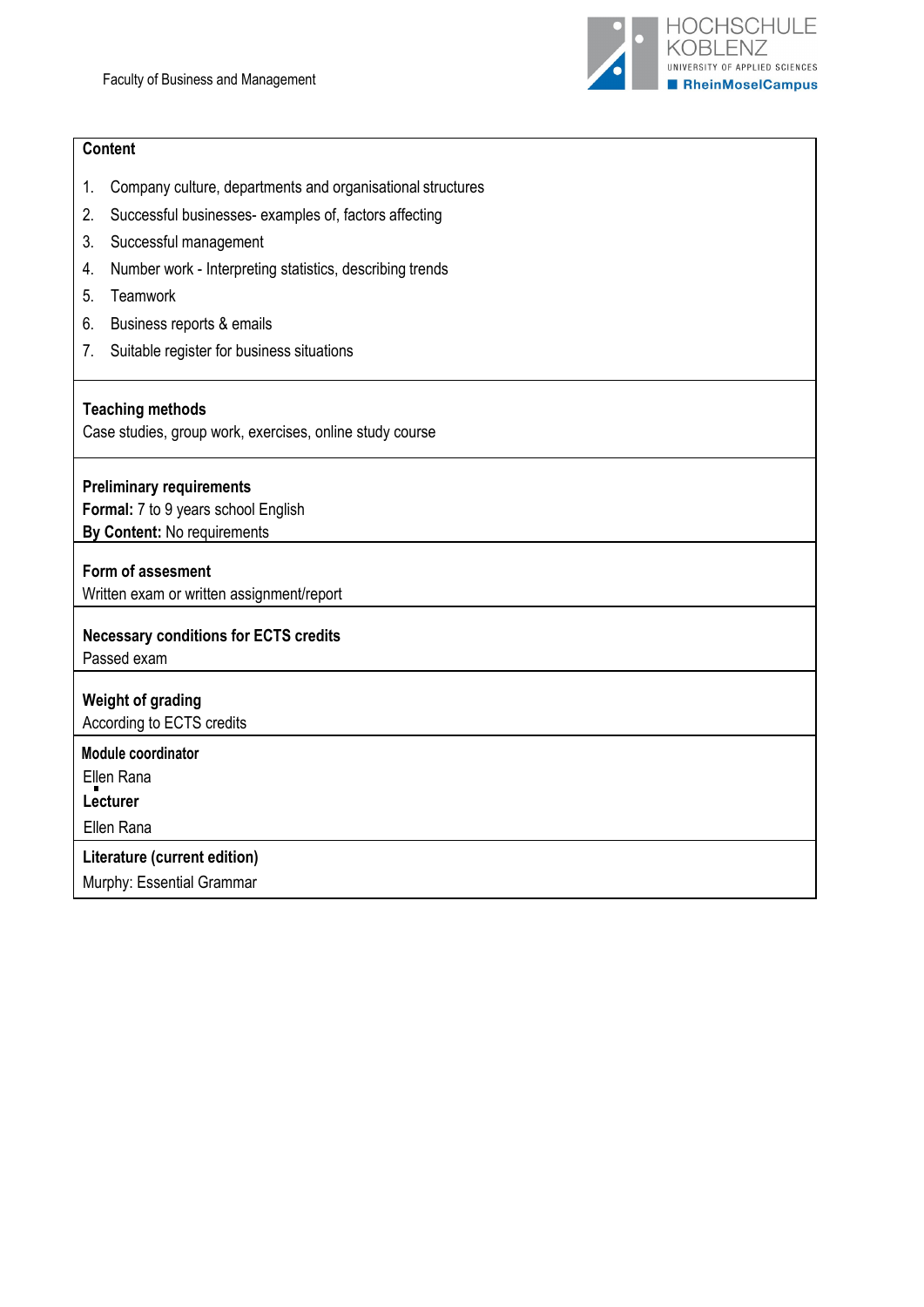**Content**

1. Company culture, departments and organisational structures
2. Successful businesses- examples of, factors affecting
3. Successful management
4. Number work - Interpreting statistics, describing trends
5. Teamwork
6. Business reports & emails
7. Suitable register for business situations

**Teaching methods**

Case studies, group work, exercises, online study course

**Preliminary requirements**

**Formal:** 7 to 9 years school English

**By Content:** No requirements

**Form of assesment**

Written exam or written assignment/report

**Necessary conditions for ECTS credits**

Passed exam

**Weight of grading**

According to ECTS credits

**Module coordinator**

Ellen Rana

**Lecturer**

Ellen Rana

**Literature (current edition)**

Murphy: Essential Grammar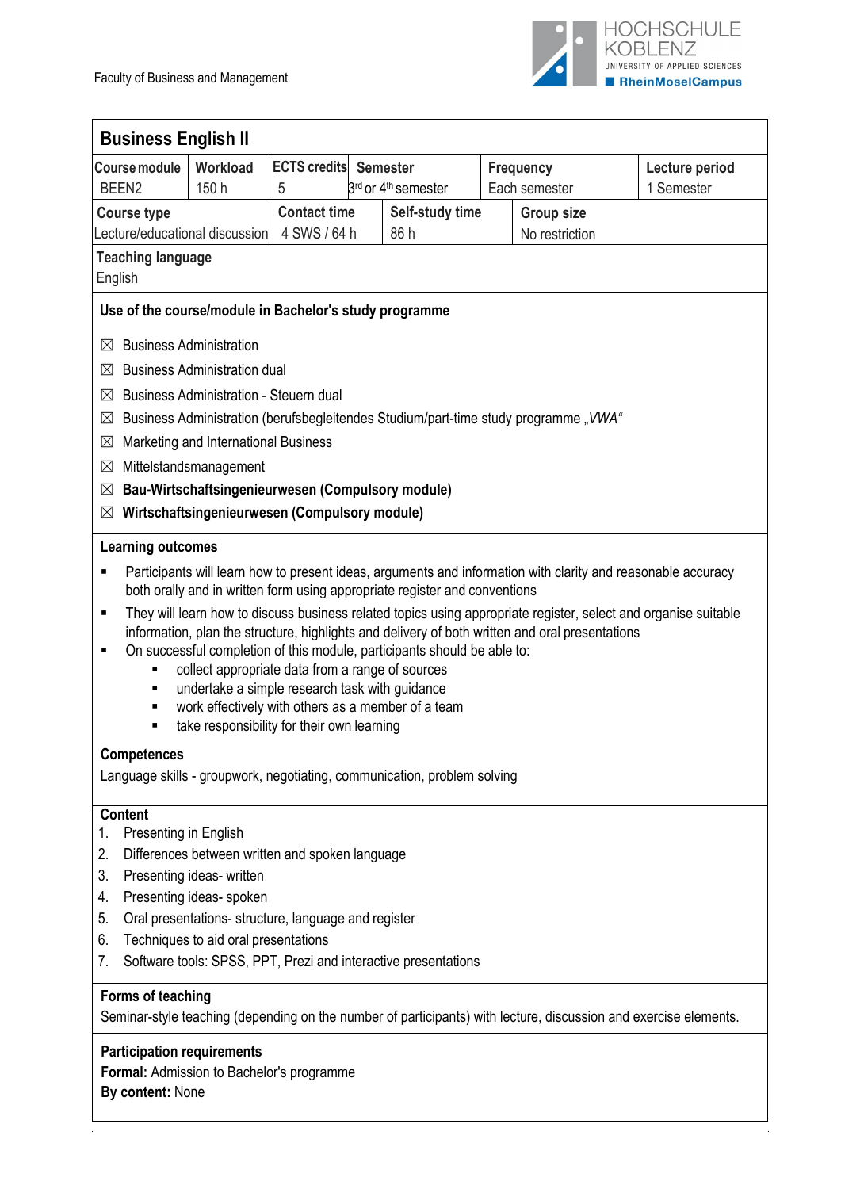Faculty of Business and Management

## Business English II

| Course module | Workload | ECTS credits | Semester | Frequency | Lecture period |
|---|---|---|---|---|---|
| BEEN2 | 150 h | 5 | 3rd or 4th semester | Each semester | 1 Semester |

| Course type | Contact time | Self-study time | Group size |
|---|---|---|---|
| Lecture/educational discussion | 4 SWS / 64 h | 86 h | No restriction |

**Teaching language**
English

**Use of the course/module in Bachelor's study programme**

- ☒ Business Administration
- ☒ Business Administration dual
- ☒ Business Administration - Steuern dual
- ☒ Business Administration (berufsbegleitendes Studium/part-time study programme *„VWA"*
- ☒ Marketing and International Business
- ☒ Mittelstandsmanagement
- ☒ **Bau-Wirtschaftsingenieurwesen (Compulsory module)**
- ☒ **Wirtschaftsingenieurwesen (Compulsory module)**

**Learning outcomes**

- Participants will learn how to present ideas, arguments and information with clarity and reasonable accuracy both orally and in written form using appropriate register and conventions
- They will learn how to discuss business related topics using appropriate register, select and organise suitable information, plan the structure, highlights and delivery of both written and oral presentations
- On successful completion of this module, participants should be able to:
  - collect appropriate data from a range of sources
  - undertake a simple research task with guidance
  - work effectively with others as a member of a team
  - take responsibility for their own learning

**Competences**
Language skills - groupwork, negotiating, communication, problem solving

**Content**

1. Presenting in English
2. Differences between written and spoken language
3. Presenting ideas- written
4. Presenting ideas- spoken
5. Oral presentations- structure, language and register
6. Techniques to aid oral presentations
7. Software tools: SPSS, PPT, Prezi and interactive presentations

**Forms of teaching**
Seminar-style teaching (depending on the number of participants) with lecture, discussion and exercise elements.

**Participation requirements**
**Formal:** Admission to Bachelor's programme
**By content:** None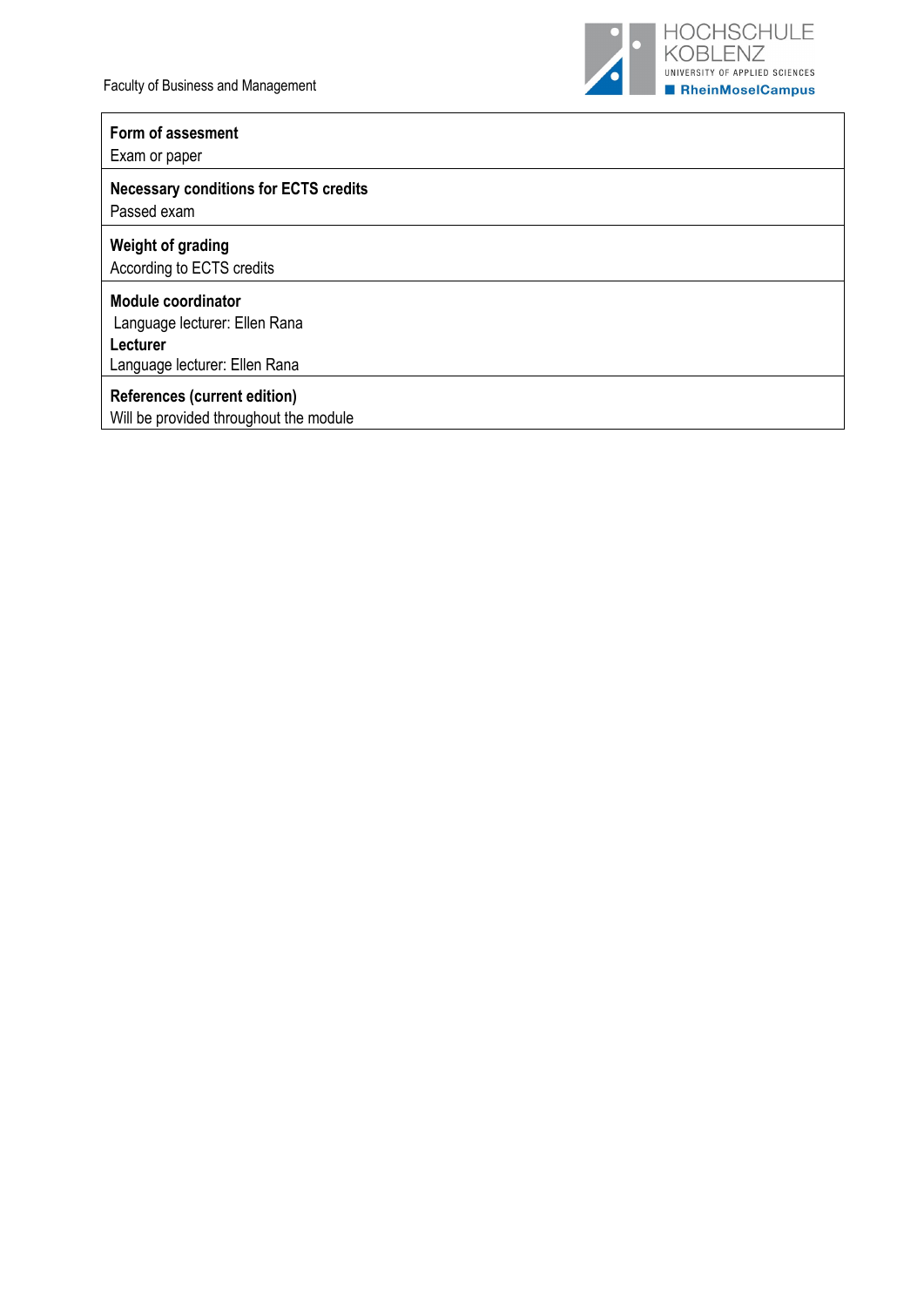**Form of assesment**
Exam or paper

**Necessary conditions for ECTS credits**
Passed exam

**Weight of grading**
According to ECTS credits

**Module coordinator**
Language lecturer: Ellen Rana
**Lecturer**
Language lecturer: Ellen Rana

**References (current edition)**
Will be provided throughout the module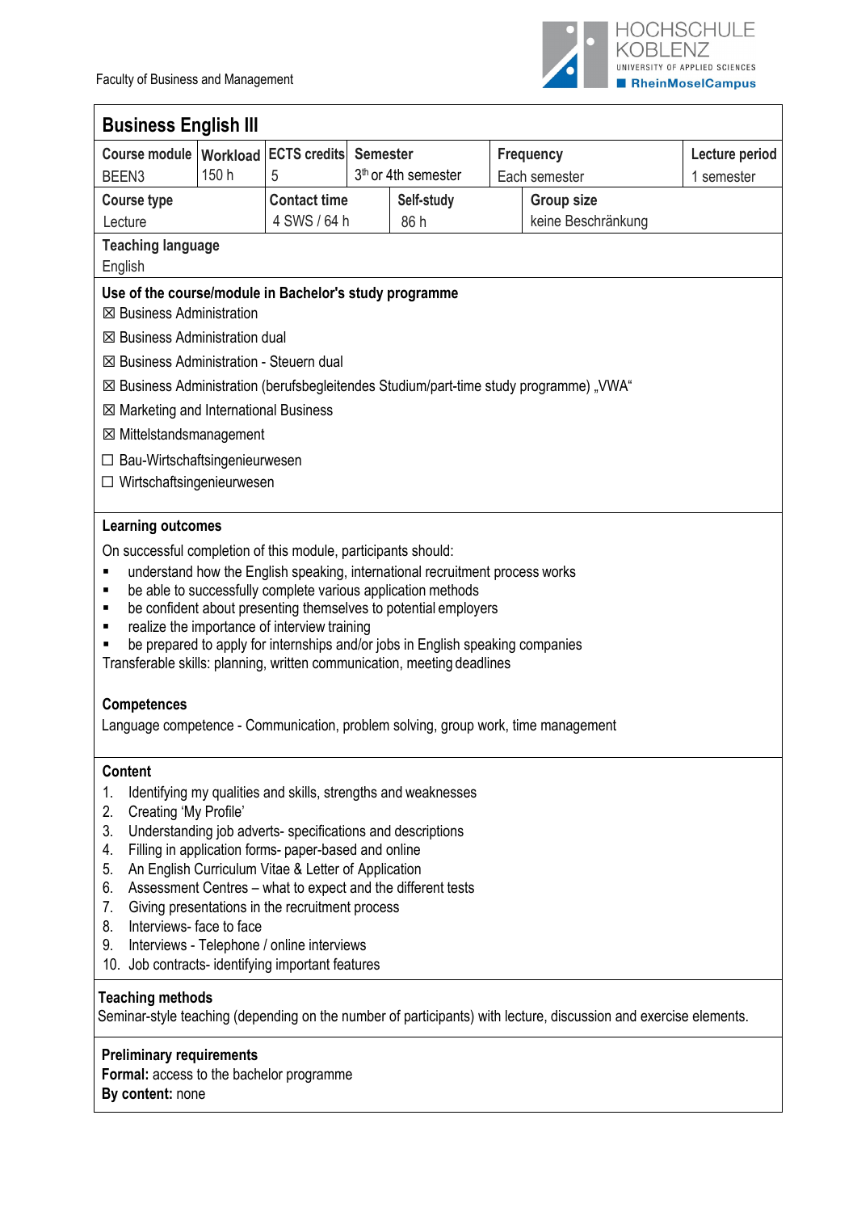Faculty of Business and Management

## Business English III

| Course module | Workload | ECTS credits | Semester | Frequency | Lecture period |
|---|---|---|---|---|---|
| BEEN3 | 150 h | 5 | 3th or 4th semester | Each semester | 1 semester |

| Course type | Contact time | Self-study | Group size |
|---|---|---|---|
| Lecture | 4 SWS / 64 h | 86 h | keine Beschränkung |

**Teaching language**
English

**Use of the course/module in Bachelor's study programme**

☒ Business Administration

☒ Business Administration dual

☒ Business Administration - Steuern dual

☒ Business Administration (berufsbegleitendes Studium/part-time study programme) „VWA"

☒ Marketing and International Business

☒ Mittelstandsmanagement

☐ Bau-Wirtschaftsingenieurwesen

☐ Wirtschaftsingenieurwesen

**Learning outcomes**

On successful completion of this module, participants should:

- understand how the English speaking, international recruitment process works
- be able to successfully complete various application methods
- be confident about presenting themselves to potential employers
- realize the importance of interview training
- be prepared to apply for internships and/or jobs in English speaking companies

Transferable skills: planning, written communication, meeting deadlines

**Competences**

Language competence - Communication, problem solving, group work, time management

**Content**

1. Identifying my qualities and skills, strengths and weaknesses
2. Creating 'My Profile'
3. Understanding job adverts- specifications and descriptions
4. Filling in application forms- paper-based and online
5. An English Curriculum Vitae & Letter of Application
6. Assessment Centres – what to expect and the different tests
7. Giving presentations in the recruitment process
8. Interviews- face to face
9. Interviews - Telephone / online interviews
10. Job contracts- identifying important features

**Teaching methods**

Seminar-style teaching (depending on the number of participants) with lecture, discussion and exercise elements.

**Preliminary requirements**

**Formal:** access to the bachelor programme

**By content:** none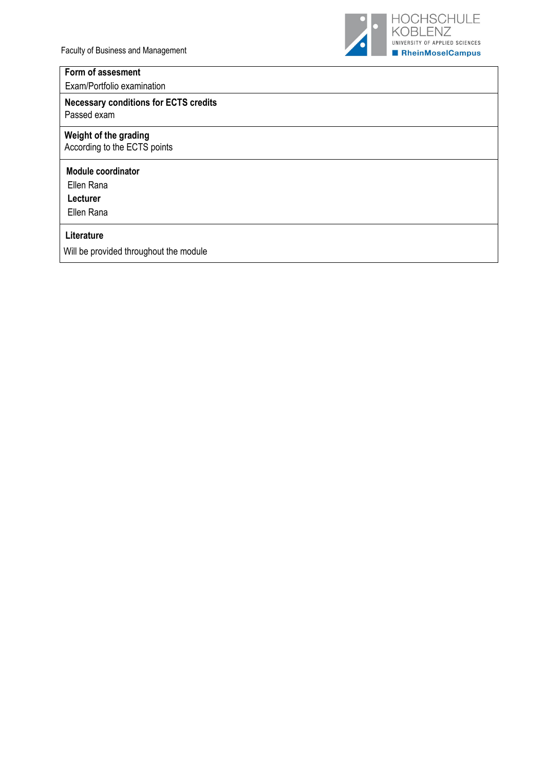**Form of assesment**

Exam/Portfolio examination

**Necessary conditions for ECTS credits**

Passed exam

**Weight of the grading**

According to the ECTS points

**Module coordinator**

Ellen Rana

**Lecturer**

Ellen Rana

**Literature**

Will be provided throughout the module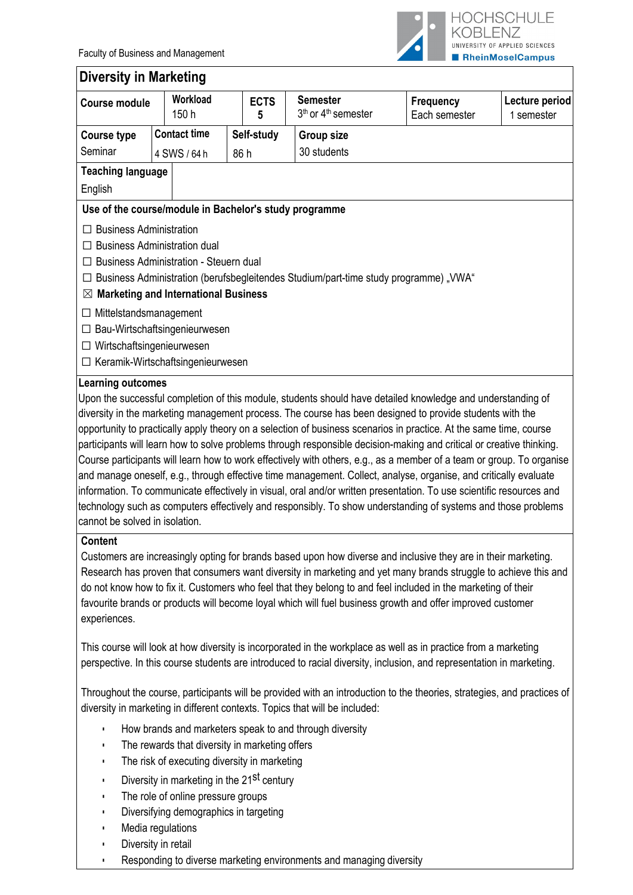Faculty of Business and Management

# Diversity in Marketing

| Course module | Workload | ECTS | Semester | Frequency | Lecture period |
|---|---|---|---|---|---|
| | 150 h | 5 | 3th or 4th semester | Each semester | 1 semester |
| **Course type** | **Contact time** | **Self-study** | **Group size** | | |
| Seminar | 4 SWS / 64 h | 86 h | 30 students | | |
| **Teaching language** | | | | | |
| English | | | | | |

**Use of the course/module in Bachelor's study programme**

- ☐ Business Administration
- ☐ Business Administration dual
- ☐ Business Administration - Steuern dual
- ☐ Business Administration (berufsbegleitendes Studium/part-time study programme) „VWA“
- ☒ **Marketing and International Business**
- ☐ Mittelstandsmanagement
- ☐ Bau-Wirtschaftsingenieurwesen
- ☐ Wirtschaftsingenieurwesen
- ☐ Keramik-Wirtschaftsingenieurwesen

**Learning outcomes**

Upon the successful completion of this module, students should have detailed knowledge and understanding of diversity in the marketing management process. The course has been designed to provide students with the opportunity to practically apply theory on a selection of business scenarios in practice. At the same time, course participants will learn how to solve problems through responsible decision-making and critical or creative thinking. Course participants will learn how to work effectively with others, e.g., as a member of a team or group. To organise and manage oneself, e.g., through effective time management. Collect, analyse, organise, and critically evaluate information. To communicate effectively in visual, oral and/or written presentation. To use scientific resources and technology such as computers effectively and responsibly. To show understanding of systems and those problems cannot be solved in isolation.

**Content**

Customers are increasingly opting for brands based upon how diverse and inclusive they are in their marketing. Research has proven that consumers want diversity in marketing and yet many brands struggle to achieve this and do not know how to fix it. Customers who feel that they belong to and feel included in the marketing of their favourite brands or products will become loyal which will fuel business growth and offer improved customer experiences.

This course will look at how diversity is incorporated in the workplace as well as in practice from a marketing perspective. In this course students are introduced to racial diversity, inclusion, and representation in marketing.

Throughout the course, participants will be provided with an introduction to the theories, strategies, and practices of diversity in marketing in different contexts. Topics that will be included:

- How brands and marketers speak to and through diversity
- The rewards that diversity in marketing offers
- The risk of executing diversity in marketing
- Diversity in marketing in the 21st century
- The role of online pressure groups
- Diversifying demographics in targeting
- Media regulations
- Diversity in retail
- Responding to diverse marketing environments and managing diversity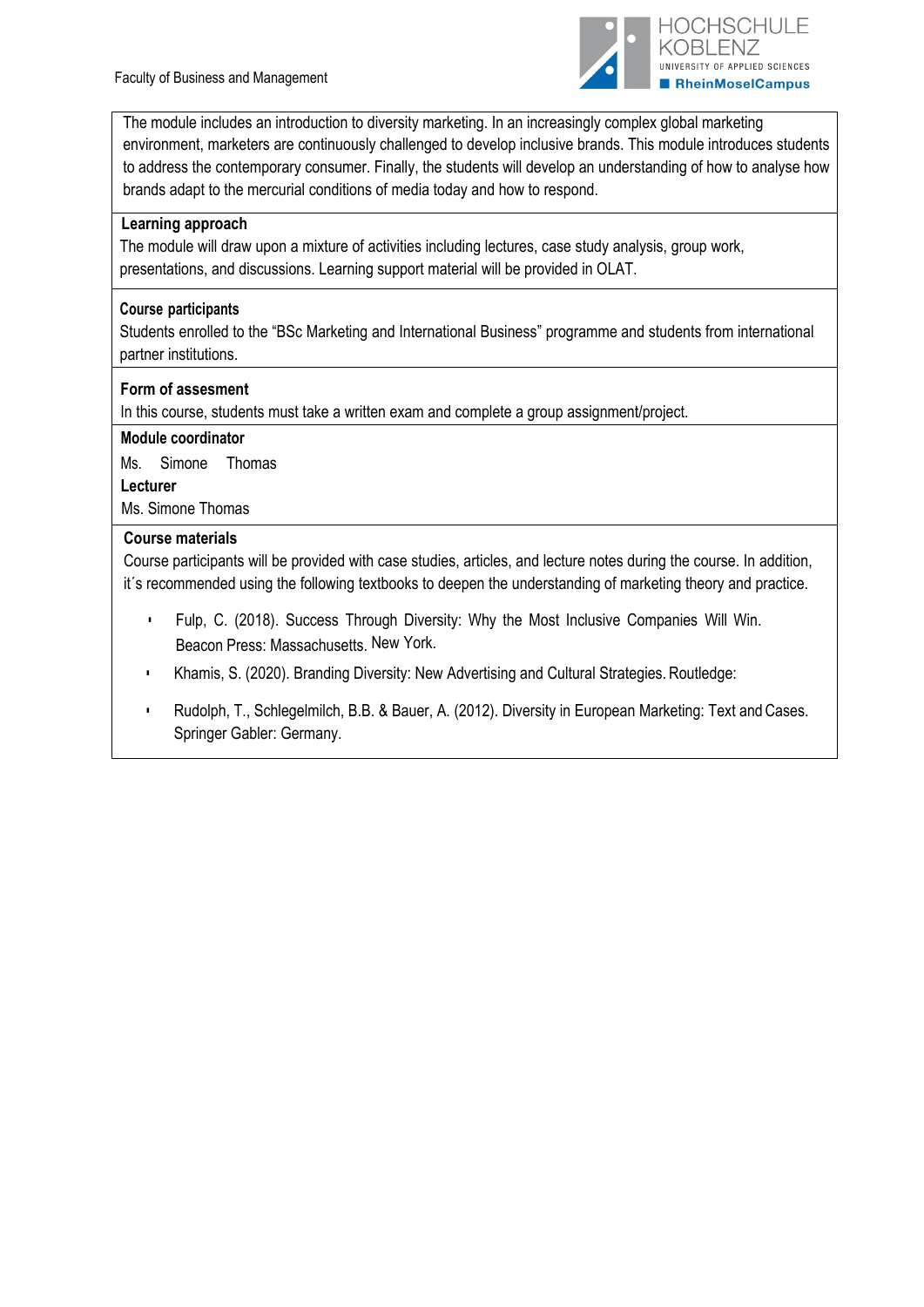The module includes an introduction to diversity marketing. In an increasingly complex global marketing environment, marketers are continuously challenged to develop inclusive brands. This module introduces students to address the contemporary consumer. Finally, the students will develop an understanding of how to analyse how brands adapt to the mercurial conditions of media today and how to respond.

**Learning approach**

The module will draw upon a mixture of activities including lectures, case study analysis, group work, presentations, and discussions. Learning support material will be provided in OLAT.

**Course participants**

Students enrolled to the "BSc Marketing and International Business" programme and students from international partner institutions.

**Form of assesment**

In this course, students must take a written exam and complete a group assignment/project.

**Module coordinator**

Ms. Simone Thomas

**Lecturer**

Ms. Simone Thomas

**Course materials**

Course participants will be provided with case studies, articles, and lecture notes during the course. In addition, it´s recommended using the following textbooks to deepen the understanding of marketing theory and practice.

- Fulp, C. (2018). Success Through Diversity: Why the Most Inclusive Companies Will Win. Beacon Press: Massachusetts. New York.
- Khamis, S. (2020). Branding Diversity: New Advertising and Cultural Strategies. Routledge:
- Rudolph, T., Schlegelmilch, B.B. & Bauer, A. (2012). Diversity in European Marketing: Text and Cases. Springer Gabler: Germany.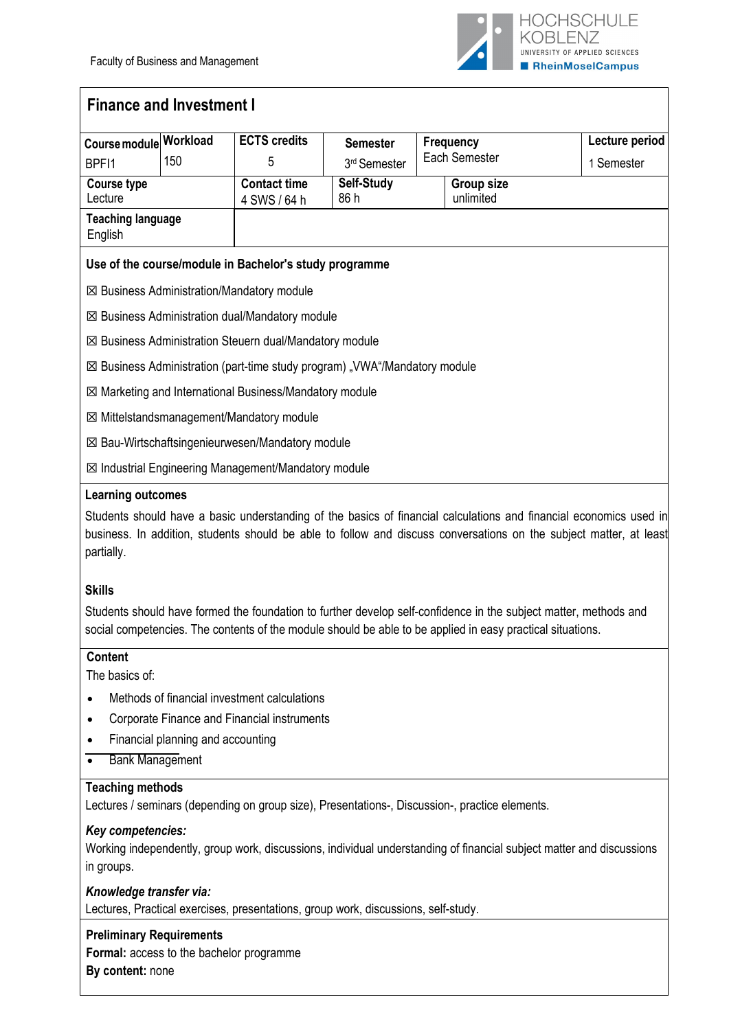Faculty of Business and Management

# Finance and Investment I

| Course module | Workload | ECTS credits | Semester | Frequency | Lecture period |
|---|---|---|---|---|---|
| BPFI1 | 150 | 5 | 3rd Semester | Each Semester | 1 Semester |

| Course type | Contact time | Self-Study | Group size |
|---|---|---|---|
| Lecture | 4 SWS / 64 h | 86 h | unlimited |

**Teaching language**
English

**Use of the course/module in Bachelor's study programme**

☒ Business Administration/Mandatory module

☒ Business Administration dual/Mandatory module

☒ Business Administration Steuern dual/Mandatory module

☒ Business Administration (part-time study program) „VWA"/Mandatory module

☒ Marketing and International Business/Mandatory module

☒ Mittelstandsmanagement/Mandatory module

☒ Bau-Wirtschaftsingenieurwesen/Mandatory module

☒ Industrial Engineering Management/Mandatory module

**Learning outcomes**

Students should have a basic understanding of the basics of financial calculations and financial economics used in business. In addition, students should be able to follow and discuss conversations on the subject matter, at least partially.

**Skills**

Students should have formed the foundation to further develop self-confidence in the subject matter, methods and social competencies. The contents of the module should be able to be applied in easy practical situations.

**Content**

The basics of:

- Methods of financial investment calculations
- Corporate Finance and Financial instruments
- Financial planning and accounting
- Bank Management

**Teaching methods**

Lectures / seminars (depending on group size), Presentations-, Discussion-, practice elements.

***Key competencies:***

Working independently, group work, discussions, individual understanding of financial subject matter and discussions in groups.

***Knowledge transfer via:***

Lectures, Practical exercises, presentations, group work, discussions, self-study.

**Preliminary Requirements**

**Formal:** access to the bachelor programme

**By content:** none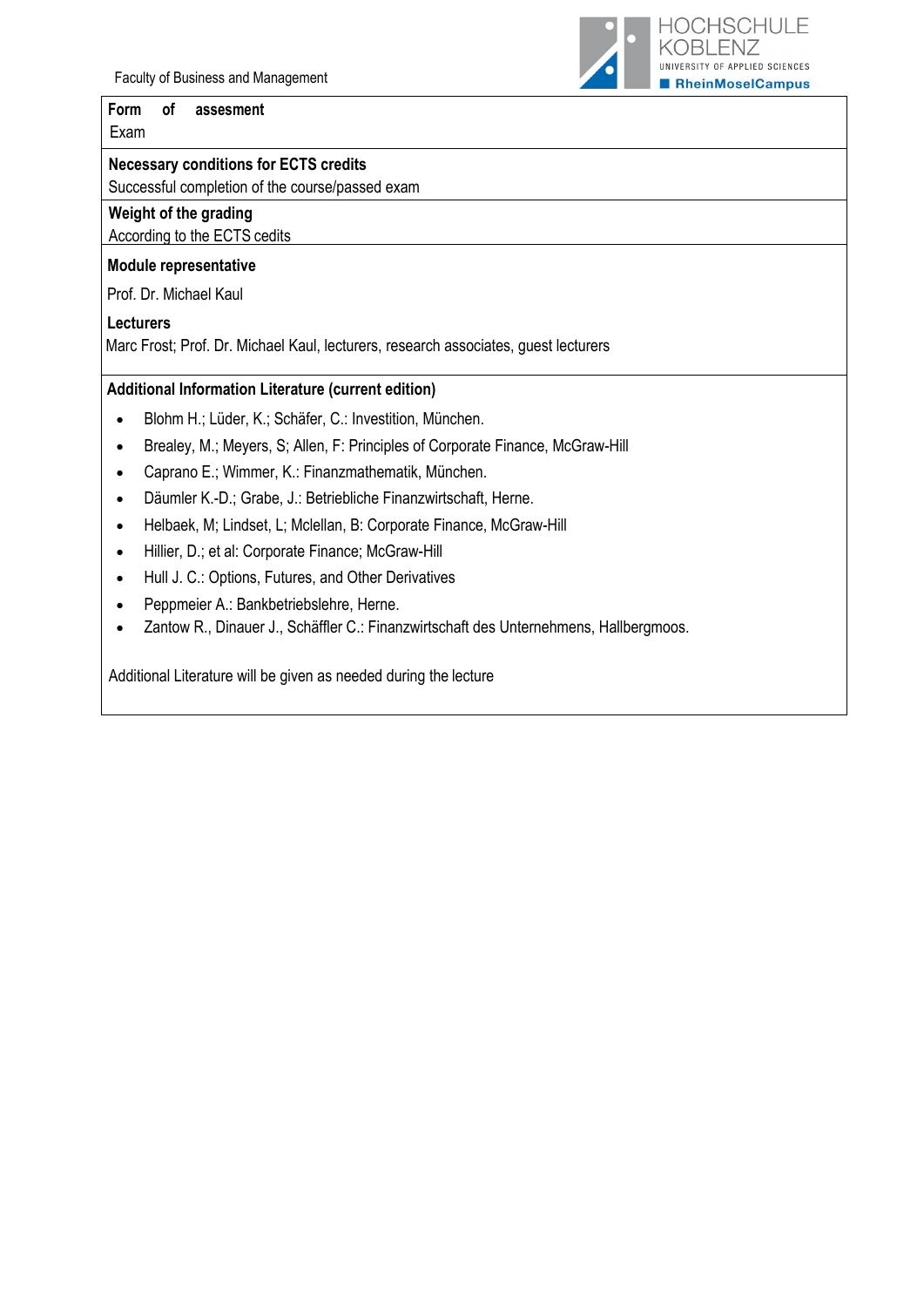Faculty of Business and Management

**Form of assesment**
Exam

**Necessary conditions for ECTS credits**
Successful completion of the course/passed exam

**Weight of the grading**
According to the ECTS cedits

**Module representative**

Prof. Dr. Michael Kaul

**Lecturers**
Marc Frost; Prof. Dr. Michael Kaul, lecturers, research associates, guest lecturers

**Additional Information Literature (current edition)**

- Blohm H.; Lüder, K.; Schäfer, C.: Investition, München.
- Brealey, M.; Meyers, S; Allen, F: Principles of Corporate Finance, McGraw-Hill
- Caprano E.; Wimmer, K.: Finanzmathematik, München.
- Däumler K.-D.; Grabe, J.: Betriebliche Finanzwirtschaft, Herne.
- Helbaek, M; Lindset, L; Mclellan, B: Corporate Finance, McGraw-Hill
- Hillier, D.; et al: Corporate Finance; McGraw-Hill
- Hull J. C.: Options, Futures, and Other Derivatives
- Peppmeier A.: Bankbetriebslehre, Herne.
- Zantow R., Dinauer J., Schäffler C.: Finanzwirtschaft des Unternehmens, Hallbergmoos.

Additional Literature will be given as needed during the lecture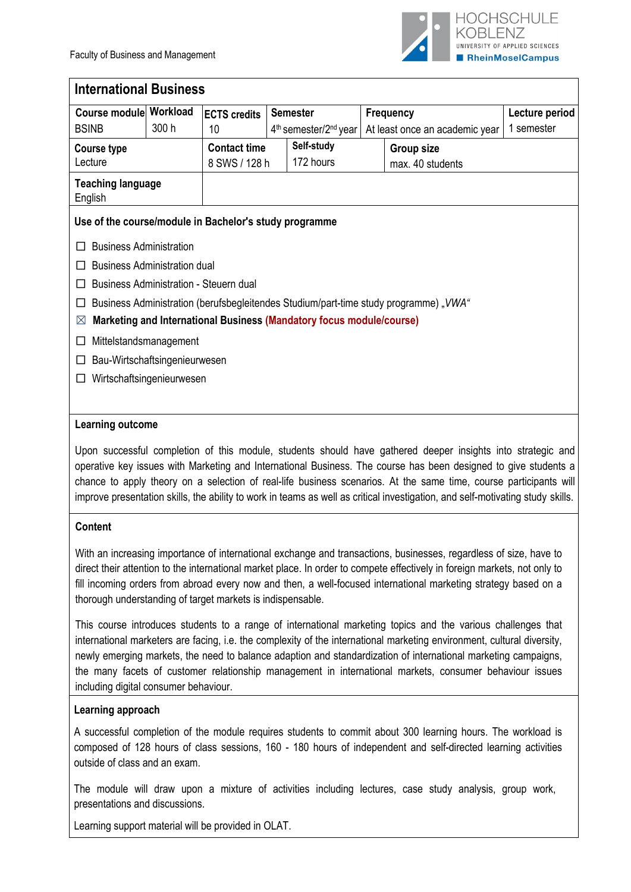Faculty of Business and Management

## International Business

| Course module | Workload | ECTS credits | Semester | Frequency | Lecture period |
|---|---|---|---|---|---|
| BSINB | 300 h | 10 | 4th semester/2nd year | At least once an academic year | 1 semester |

| Course type | Contact time | Self-study | Group size |
|---|---|---|---|
| Lecture | 8 SWS / 128 h | 172 hours | max. 40 students |

**Teaching language**
English

### Use of the course/module in Bachelor's study programme

- ☐ Business Administration
- ☐ Business Administration dual
- ☐ Business Administration - Steuern dual
- ☐ Business Administration (berufsbegleitendes Studium/part-time study programme) „*VWA*“
- ☒ **Marketing and International Business (Mandatory focus module/course)**
- ☐ Mittelstandsmanagement
- ☐ Bau-Wirtschaftsingenieurwesen
- ☐ Wirtschaftsingenieurwesen

### Learning outcome

Upon successful completion of this module, students should have gathered deeper insights into strategic and operative key issues with Marketing and International Business. The course has been designed to give students a chance to apply theory on a selection of real-life business scenarios. At the same time, course participants will improve presentation skills, the ability to work in teams as well as critical investigation, and self-motivating study skills.

### Content

With an increasing importance of international exchange and transactions, businesses, regardless of size, have to direct their attention to the international market place. In order to compete effectively in foreign markets, not only to fill incoming orders from abroad every now and then, a well-focused international marketing strategy based on a thorough understanding of target markets is indispensable.

This course introduces students to a range of international marketing topics and the various challenges that international marketers are facing, i.e. the complexity of the international marketing environment, cultural diversity, newly emerging markets, the need to balance adaption and standardization of international marketing campaigns, the many facets of customer relationship management in international markets, consumer behaviour issues including digital consumer behaviour.

### Learning approach

A successful completion of the module requires students to commit about 300 learning hours. The workload is composed of 128 hours of class sessions, 160 - 180 hours of independent and self-directed learning activities outside of class and an exam.

The module will draw upon a mixture of activities including lectures, case study analysis, group work, presentations and discussions.

Learning support material will be provided in OLAT.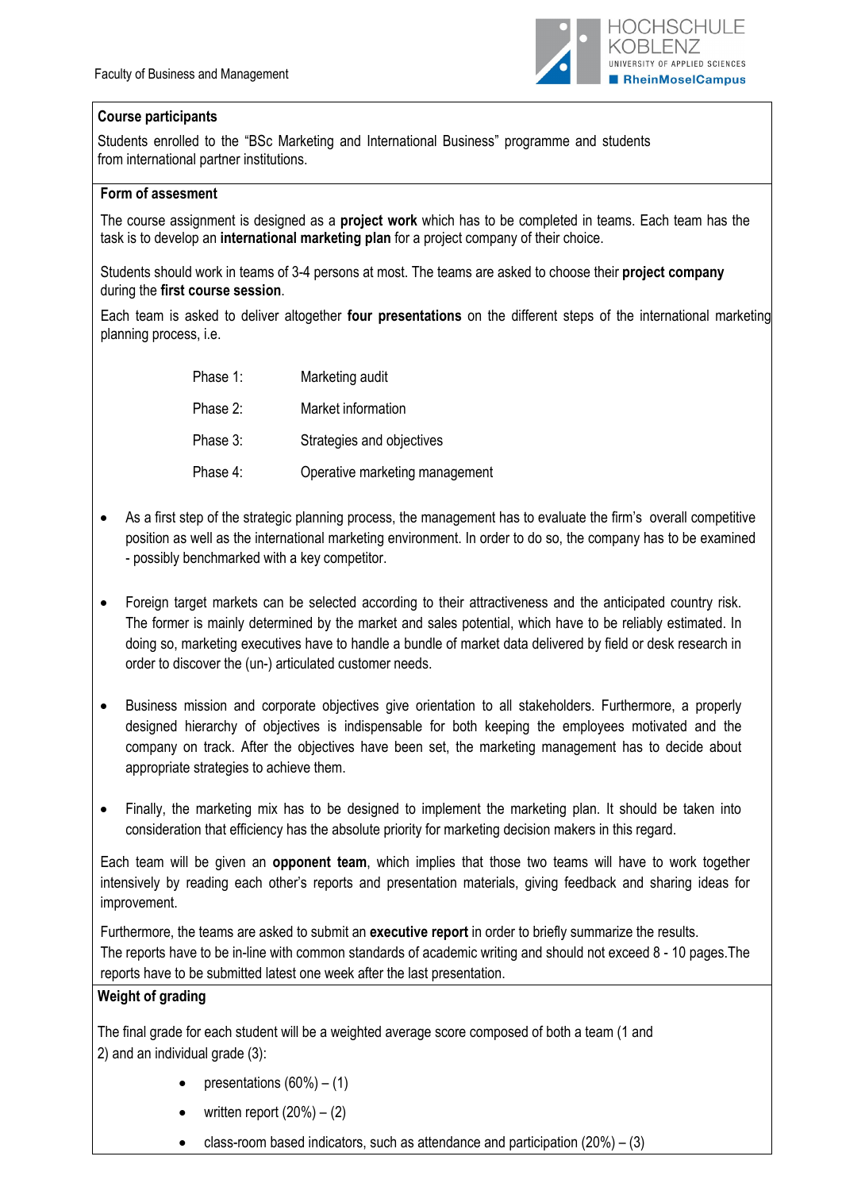### Course participants

Students enrolled to the "BSc Marketing and International Business" programme and students from international partner institutions.

### Form of assesment

The course assignment is designed as a **project work** which has to be completed in teams. Each team has the task is to develop an **international marketing plan** for a project company of their choice.

Students should work in teams of 3-4 persons at most. The teams are asked to choose their **project company** during the **first course session**.

Each team is asked to deliver altogether **four presentations** on the different steps of the international marketing planning process, i.e.

| | |
|---|---|
| Phase 1: | Marketing audit |
| Phase 2: | Market information |
| Phase 3: | Strategies and objectives |
| Phase 4: | Operative marketing management |

- As a first step of the strategic planning process, the management has to evaluate the firm's overall competitive position as well as the international marketing environment. In order to do so, the company has to be examined - possibly benchmarked with a key competitor.

- Foreign target markets can be selected according to their attractiveness and the anticipated country risk. The former is mainly determined by the market and sales potential, which have to be reliably estimated. In doing so, marketing executives have to handle a bundle of market data delivered by field or desk research in order to discover the (un-) articulated customer needs.

- Business mission and corporate objectives give orientation to all stakeholders. Furthermore, a properly designed hierarchy of objectives is indispensable for both keeping the employees motivated and the company on track. After the objectives have been set, the marketing management has to decide about appropriate strategies to achieve them.

- Finally, the marketing mix has to be designed to implement the marketing plan. It should be taken into consideration that efficiency has the absolute priority for marketing decision makers in this regard.

Each team will be given an **opponent team**, which implies that those two teams will have to work together intensively by reading each other's reports and presentation materials, giving feedback and sharing ideas for improvement.

Furthermore, the teams are asked to submit an **executive report** in order to briefly summarize the results.
The reports have to be in-line with common standards of academic writing and should not exceed 8 - 10 pages.The reports have to be submitted latest one week after the last presentation.

### Weight of grading

The final grade for each student will be a weighted average score composed of both a team (1 and 2) and an individual grade (3):

- presentations (60%) – (1)
- written report (20%) – (2)
- class-room based indicators, such as attendance and participation (20%) – (3)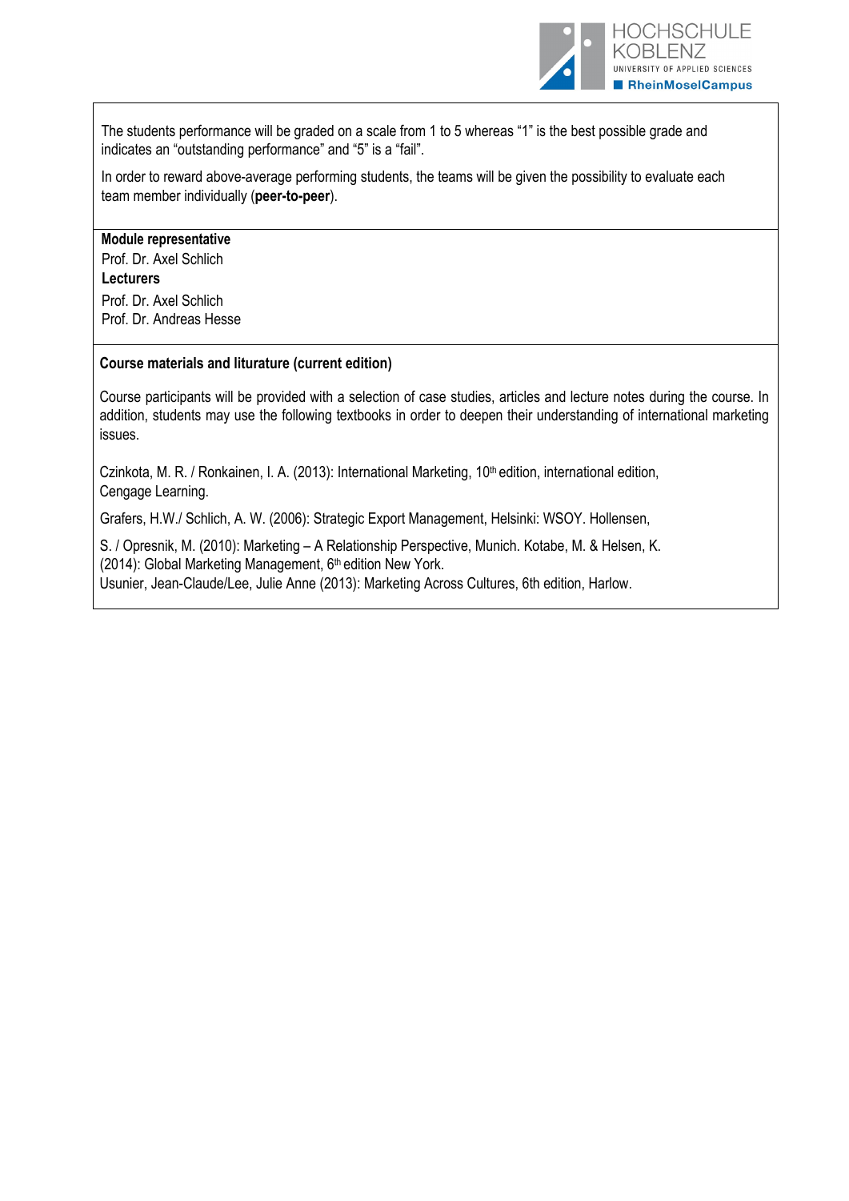The students performance will be graded on a scale from 1 to 5 whereas "1" is the best possible grade and indicates an "outstanding performance" and "5" is a "fail".

In order to reward above-average performing students, the teams will be given the possibility to evaluate each team member individually (**peer-to-peer**).

**Module representative**

Prof. Dr. Axel Schlich

**Lecturers**

Prof. Dr. Axel Schlich
Prof. Dr. Andreas Hesse

**Course materials and liturature (current edition)**

Course participants will be provided with a selection of case studies, articles and lecture notes during the course. In addition, students may use the following textbooks in order to deepen their understanding of international marketing issues.

Czinkota, M. R. / Ronkainen, I. A. (2013): International Marketing, 10th edition, international edition, Cengage Learning.

Grafers, H.W./ Schlich, A. W. (2006): Strategic Export Management, Helsinki: WSOY. Hollensen,

S. / Opresnik, M. (2010): Marketing – A Relationship Perspective, Munich. Kotabe, M. & Helsen, K. (2014): Global Marketing Management, 6th edition New York.
Usunier, Jean-Claude/Lee, Julie Anne (2013): Marketing Across Cultures, 6th edition, Harlow.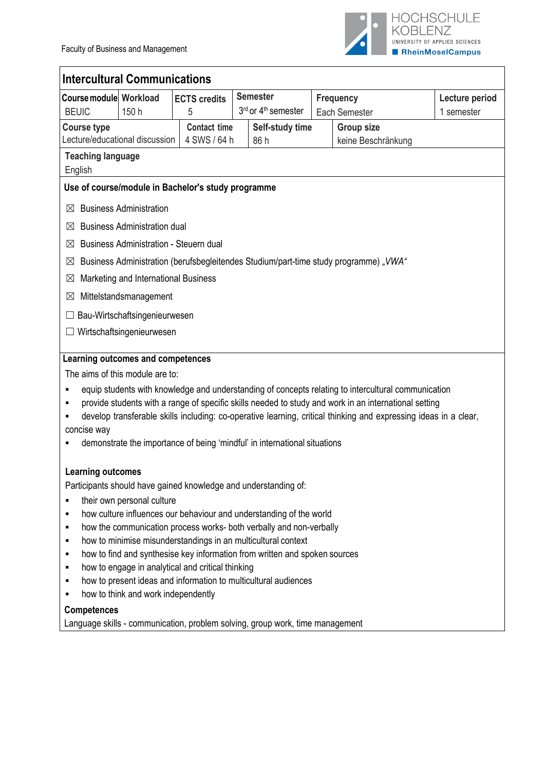Faculty of Business and Management

HOCHSCHULE KOBLENZ
UNIVERSITY OF APPLIED SCIENCES
RheinMoselCampus

## Intercultural Communications

| Course module | Workload | ECTS credits | Semester | Frequency | Lecture period |
|---|---|---|---|---|---|
| BEUIC | 150 h | 5 | 3rd or 4th semester | Each Semester | 1 semester |

| Course type | Contact time | Self-study time | Group size |
|---|---|---|---|
| Lecture/educational discussion | 4 SWS / 64 h | 86 h | keine Beschränkung |

**Teaching language**

English

**Use of course/module in Bachelor's study programme**

- ☒ Business Administration
- ☒ Business Administration dual
- ☒ Business Administration - Steuern dual
- ☒ Business Administration (berufsbegleitendes Studium/part-time study programme) „*VWA*"
- ☒ Marketing and International Business
- ☒ Mittelstandsmanagement
- ☐ Bau-Wirtschaftsingenieurwesen
- ☐ Wirtschaftsingenieurwesen

**Learning outcomes and competences**

The aims of this module are to:

- equip students with knowledge and understanding of concepts relating to intercultural communication
- provide students with a range of specific skills needed to study and work in an international setting
- develop transferable skills including: co-operative learning, critical thinking and expressing ideas in a clear, concise way
- demonstrate the importance of being 'mindful' in international situations

**Learning outcomes**

Participants should have gained knowledge and understanding of:

- their own personal culture
- how culture influences our behaviour and understanding of the world
- how the communication process works- both verbally and non-verbally
- how to minimise misunderstandings in an multicultural context
- how to find and synthesise key information from written and spoken sources
- how to engage in analytical and critical thinking
- how to present ideas and information to multicultural audiences
- how to think and work independently

**Competences**

Language skills - communication, problem solving, group work, time management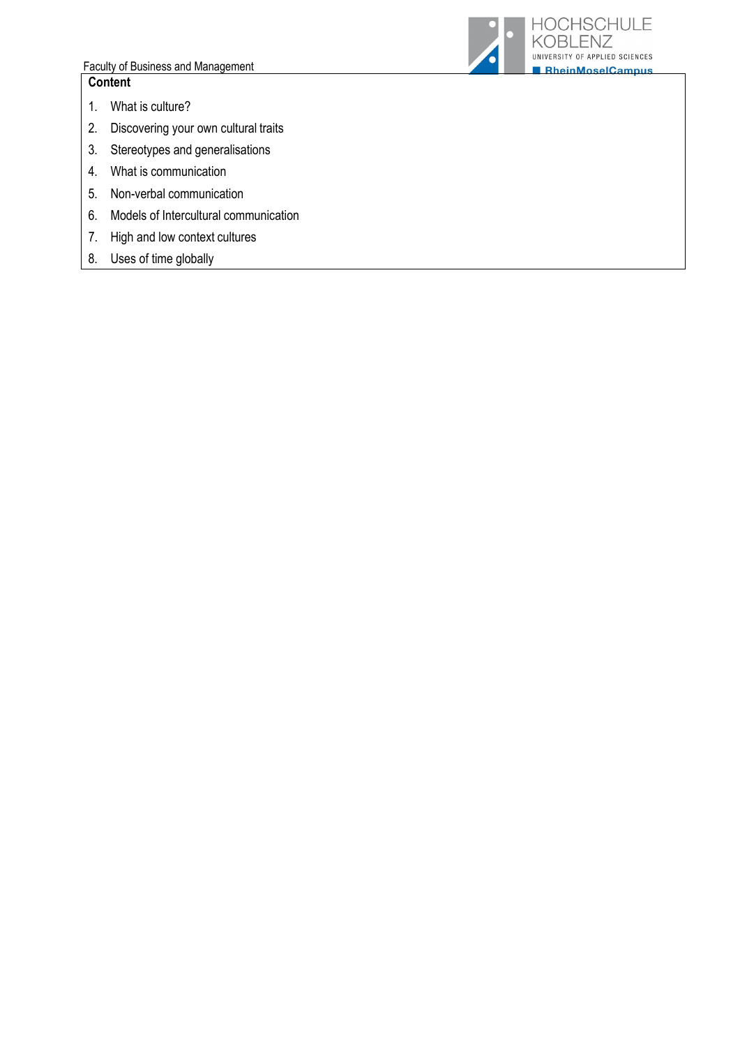## Content

1. What is culture?
2. Discovering your own cultural traits
3. Stereotypes and generalisations
4. What is communication
5. Non-verbal communication
6. Models of Intercultural communication
7. High and low context cultures
8. Uses of time globally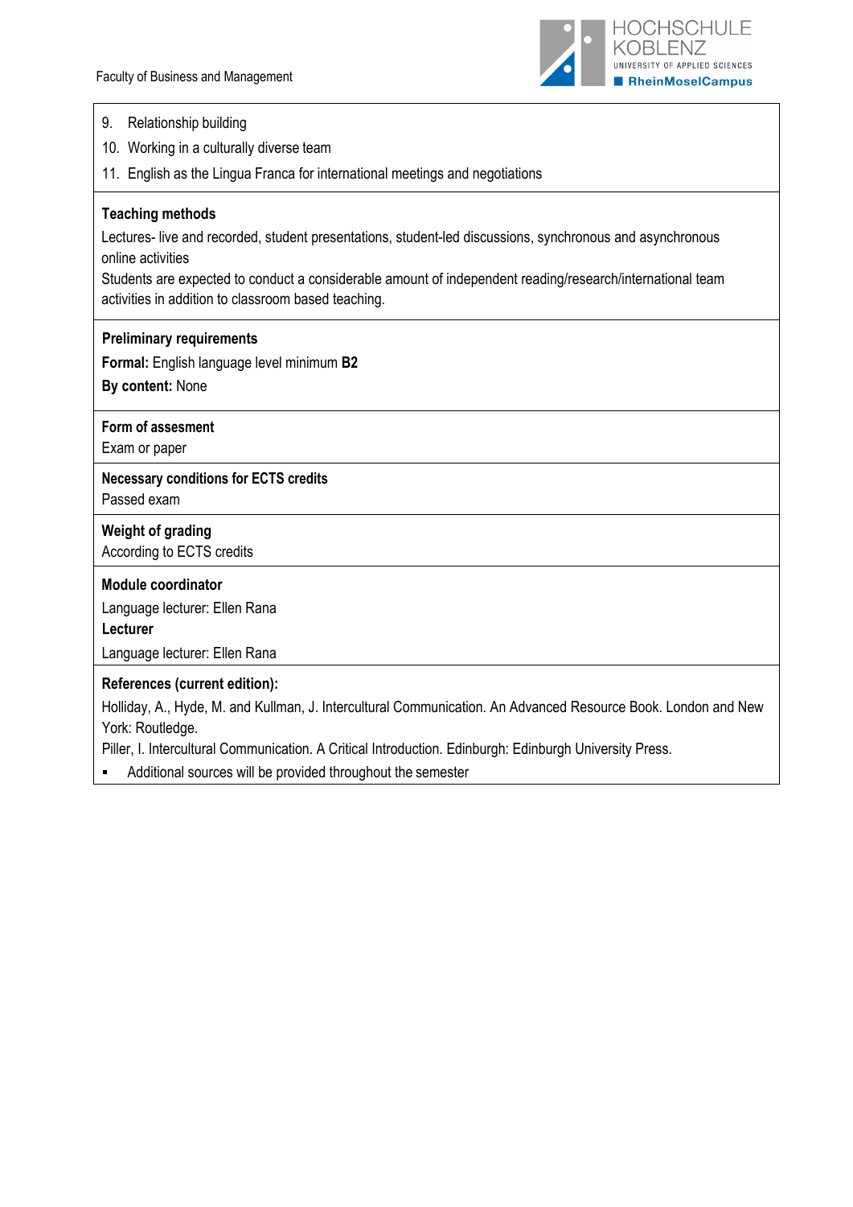9. Relationship building
10. Working in a culturally diverse team
11. English as the Lingua Franca for international meetings and negotiations

**Teaching methods**

Lectures- live and recorded, student presentations, student-led discussions, synchronous and asynchronous online activities

Students are expected to conduct a considerable amount of independent reading/research/international team activities in addition to classroom based teaching.

**Preliminary requirements**

**Formal:** English language level minimum **B2**

**By content:** None

**Form of assesment**

Exam or paper

**Necessary conditions for ECTS credits**

Passed exam

**Weight of grading**

According to ECTS credits

**Module coordinator**

Language lecturer: Ellen Rana

**Lecturer**

Language lecturer: Ellen Rana

**References (current edition):**

Holliday, A., Hyde, M. and Kullman, J. Intercultural Communication. An Advanced Resource Book. London and New York: Routledge.

Piller, I. Intercultural Communication. A Critical Introduction. Edinburgh: Edinburgh University Press.

- Additional sources will be provided throughout the semester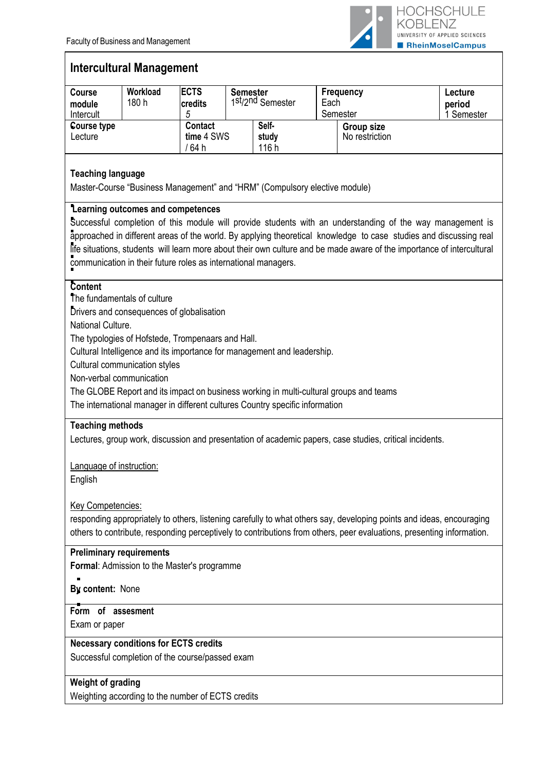Faculty of Business and Management

# Intercultural Management

| Course module | Workload | ECTS credits | Semester | | Frequency | | Lecture period |
|---|---|---|---|---|---|---|---|
| Intercult | 180 h | 5 | 1st/2nd Semester | | Each Semester | | 1 Semester |
| **Course type** | | **Contact time** | | **Self-study** | | **Group size** | |
| Lecture | | 4 SWS / 64 h | | 116 h | | No restriction | |

**Teaching language**

Master-Course "Business Management" and "HRM" (Compulsory elective module)

**Learning outcomes and competences**

Successful completion of this module will provide students with an understanding of the way management is approached in different areas of the world. By applying theoretical knowledge to case studies and discussing real life situations, students will learn more about their own culture and be made aware of the importance of intercultural communication in their future roles as international managers.

**Content**

The fundamentals of culture
Drivers and consequences of globalisation
National Culture.
The typologies of Hofstede, Trompenaars and Hall.
Cultural Intelligence and its importance for management and leadership.
Cultural communication styles
Non-verbal communication
The GLOBE Report and its impact on business working in multi-cultural groups and teams
The international manager in different cultures Country specific information

**Teaching methods**

Lectures, group work, discussion and presentation of academic papers, case studies, critical incidents.

Language of instruction:
English

Key Competencies:
responding appropriately to others, listening carefully to what others say, developing points and ideas, encouraging others to contribute, responding perceptively to contributions from others, peer evaluations, presenting information.

**Preliminary requirements**

**Formal**: Admission to the Master's programme

**By content:** None

**Form of assessment**

Exam or paper

**Necessary conditions for ECTS credits**

Successful completion of the course/passed exam

**Weight of grading**

Weighting according to the number of ECTS credits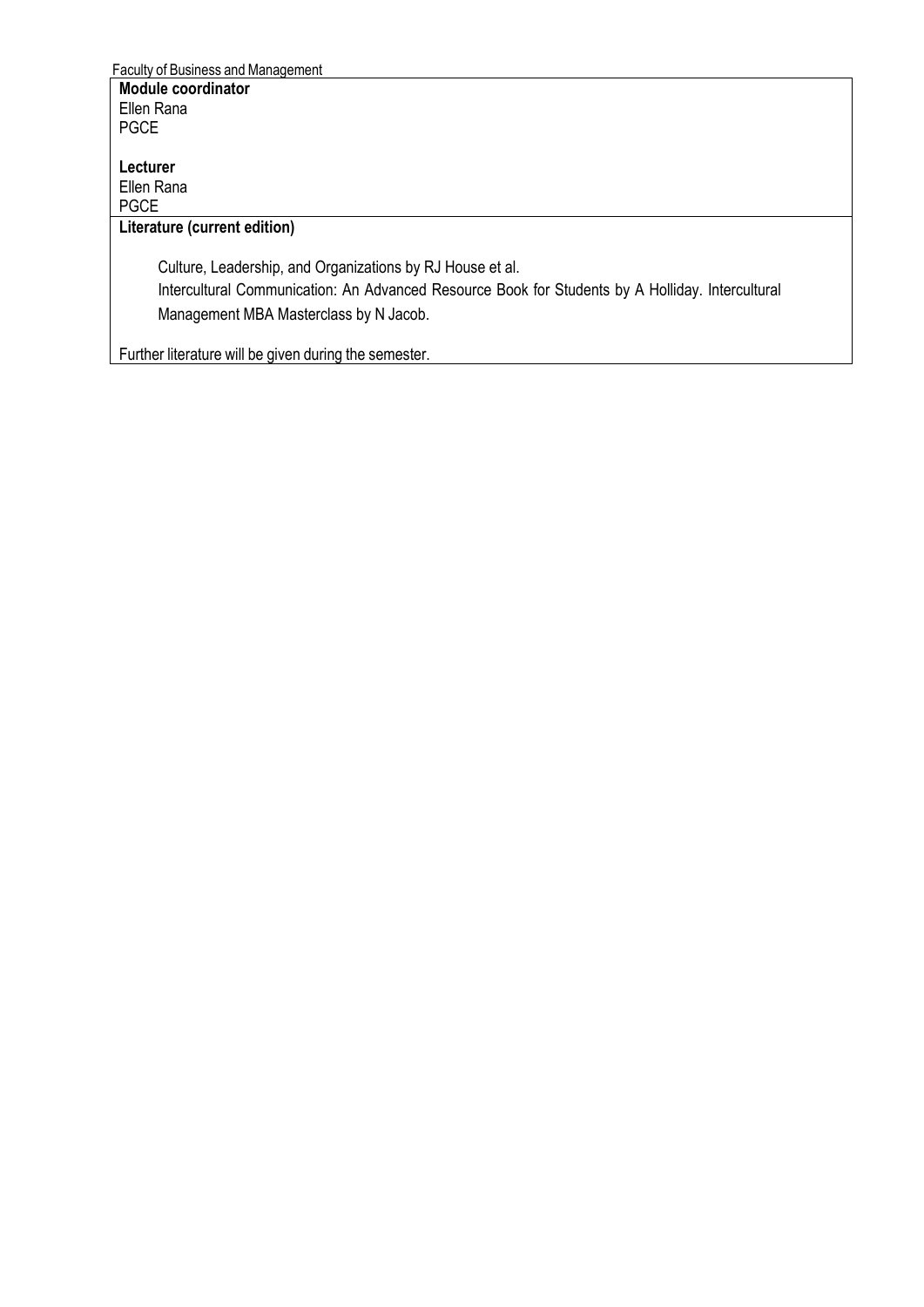**Module coordinator**
Ellen Rana
PGCE

**Lecturer**
Ellen Rana
PGCE

**Literature (current edition)**

Culture, Leadership, and Organizations by RJ House et al.
Intercultural Communication: An Advanced Resource Book for Students by A Holliday. Intercultural Management MBA Masterclass by N Jacob.

Further literature will be given during the semester.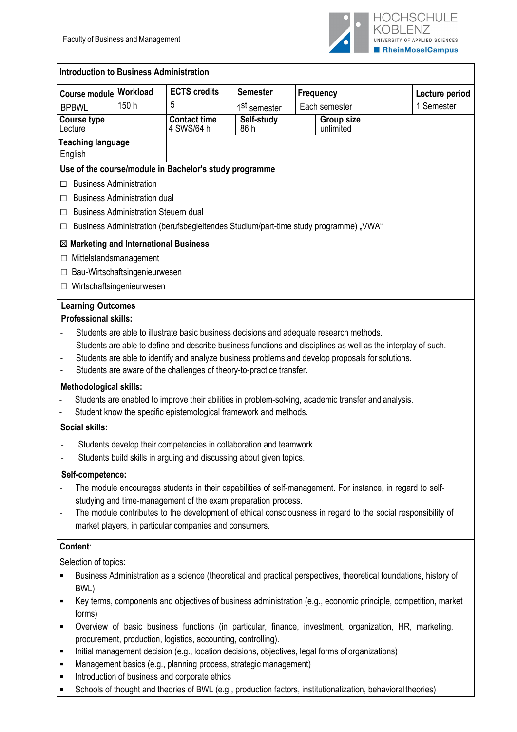Faculty of Business and Management

HOCHSCHULE KOBLENZ
UNIVERSITY OF APPLIED SCIENCES
RheinMoselCampus

## Introduction to Business Administration

| Course module | Workload | ECTS credits | Semester | Frequency | Lecture period |
|---|---|---|---|---|---|
| BPBWL | 150 h | 5 | 1st semester | Each semester | 1 Semester |

| Course type | Contact time | Self-study | Group size |
|---|---|---|---|
| Lecture | 4 SWS/64 h | 86 h | unlimited |

| Teaching language | |
|---|---|
| English | |

**Use of the course/module in Bachelor's study programme**

☐ Business Administration

☐ Business Administration dual

☐ Business Administration Steuern dual

☐ Business Administration (berufsbegleitendes Studium/part-time study programme) „VWA"

☒ **Marketing and International Business**

☐ Mittelstandsmanagement

☐ Bau-Wirtschaftsingenieurwesen

☐ Wirtschaftsingenieurwesen

**Learning Outcomes**

**Professional skills:**

- Students are able to illustrate basic business decisions and adequate research methods.
- Students are able to define and describe business functions and disciplines as well as the interplay of such.
- Students are able to identify and analyze business problems and develop proposals for solutions.
- Students are aware of the challenges of theory-to-practice transfer.

**Methodological skills:**

- Students are enabled to improve their abilities in problem-solving, academic transfer and analysis.
- Student know the specific epistemological framework and methods.

**Social skills:**

- Students develop their competencies in collaboration and teamwork.
- Students build skills in arguing and discussing about given topics.

**Self-competence:**

- The module encourages students in their capabilities of self-management. For instance, in regard to self-studying and time-management of the exam preparation process.
- The module contributes to the development of ethical consciousness in regard to the social responsibility of market players, in particular companies and consumers.

**Content**:

Selection of topics:

- Business Administration as a science (theoretical and practical perspectives, theoretical foundations, history of BWL)
- Key terms, components and objectives of business administration (e.g., economic principle, competition, market forms)
- Overview of basic business functions (in particular, finance, investment, organization, HR, marketing, procurement, production, logistics, accounting, controlling).
- Initial management decision (e.g., location decisions, objectives, legal forms of organizations)
- Management basics (e.g., planning process, strategic management)
- Introduction of business and corporate ethics
- Schools of thought and theories of BWL (e.g., production factors, institutionalization, behavioral theories)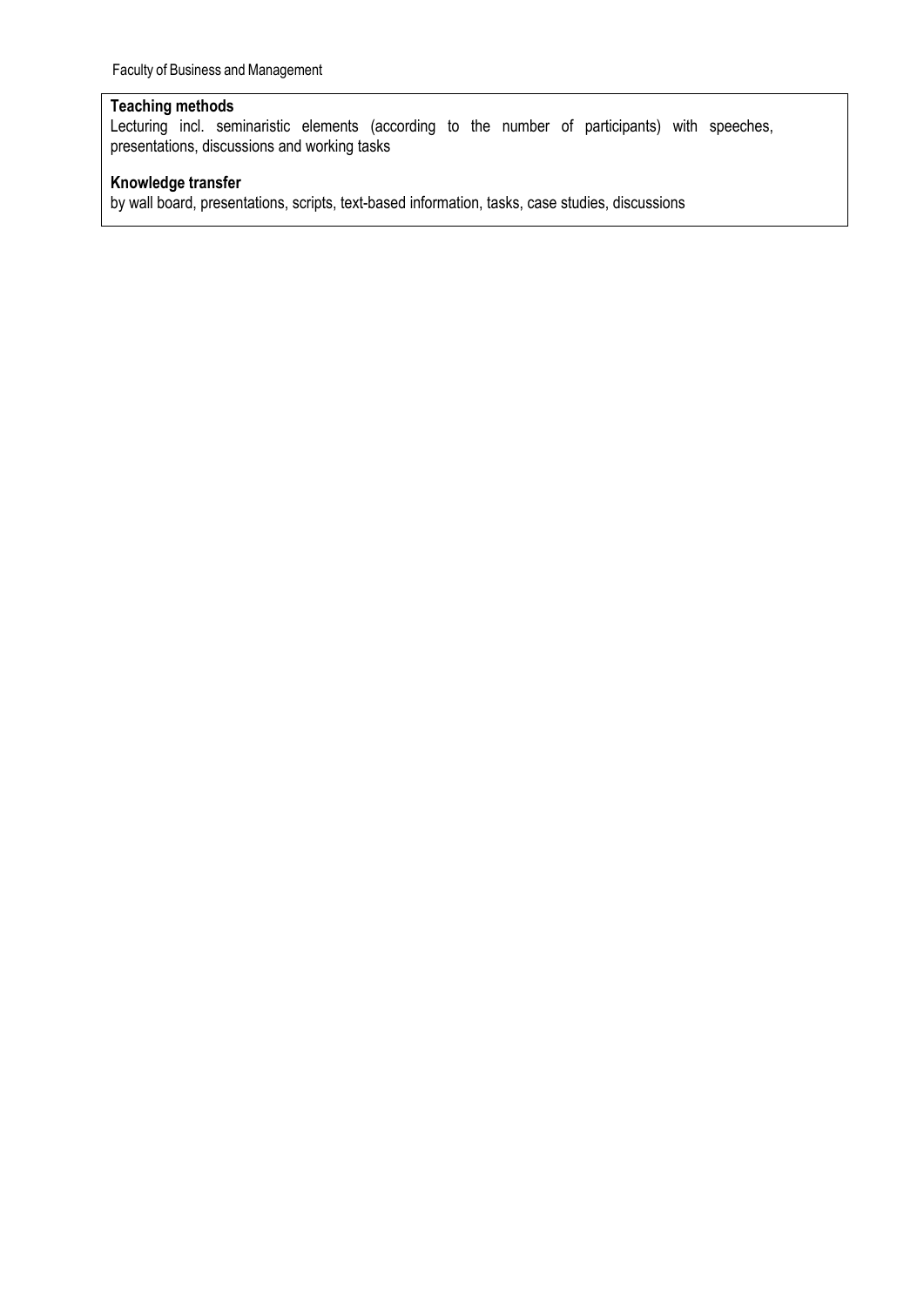**Teaching methods**
Lecturing incl. seminaristic elements (according to the number of participants) with speeches, presentations, discussions and working tasks

**Knowledge transfer**
by wall board, presentations, scripts, text-based information, tasks, case studies, discussions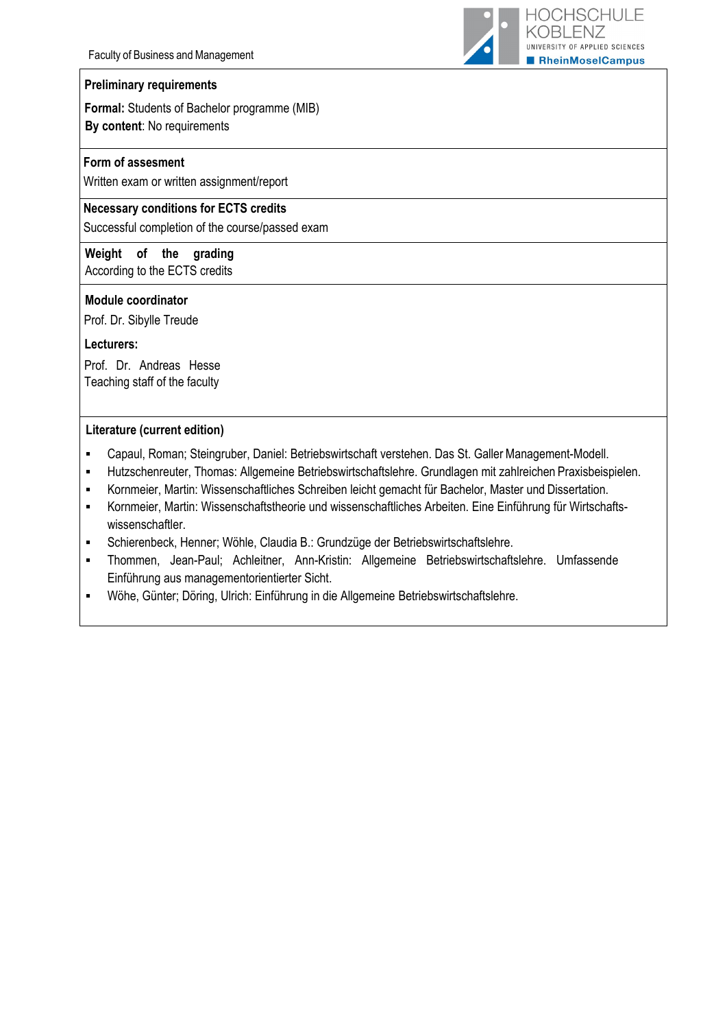**Preliminary requirements**

**Formal:** Students of Bachelor programme (MIB)
**By content**: No requirements

**Form of assesment**

Written exam or written assignment/report

**Necessary conditions for ECTS credits**

Successful completion of the course/passed exam

**Weight of the grading**
According to the ECTS credits

**Module coordinator**

Prof. Dr. Sibylle Treude

**Lecturers:**

Prof. Dr. Andreas Hesse
Teaching staff of the faculty

**Literature (current edition)**

- Capaul, Roman; Steingruber, Daniel: Betriebswirtschaft verstehen. Das St. Galler Management-Modell.
- Hutzschenreuter, Thomas: Allgemeine Betriebswirtschaftslehre. Grundlagen mit zahlreichen Praxisbeispielen.
- Kornmeier, Martin: Wissenschaftliches Schreiben leicht gemacht für Bachelor, Master und Dissertation.
- Kornmeier, Martin: Wissenschaftstheorie und wissenschaftliches Arbeiten. Eine Einführung für Wirtschafts-wissenschaftler.
- Schierenbeck, Henner; Wöhle, Claudia B.: Grundzüge der Betriebswirtschaftslehre.
- Thommen, Jean-Paul; Achleitner, Ann-Kristin: Allgemeine Betriebswirtschaftslehre. Umfassende Einführung aus managementorientierter Sicht.
- Wöhe, Günter; Döring, Ulrich: Einführung in die Allgemeine Betriebswirtschaftslehre.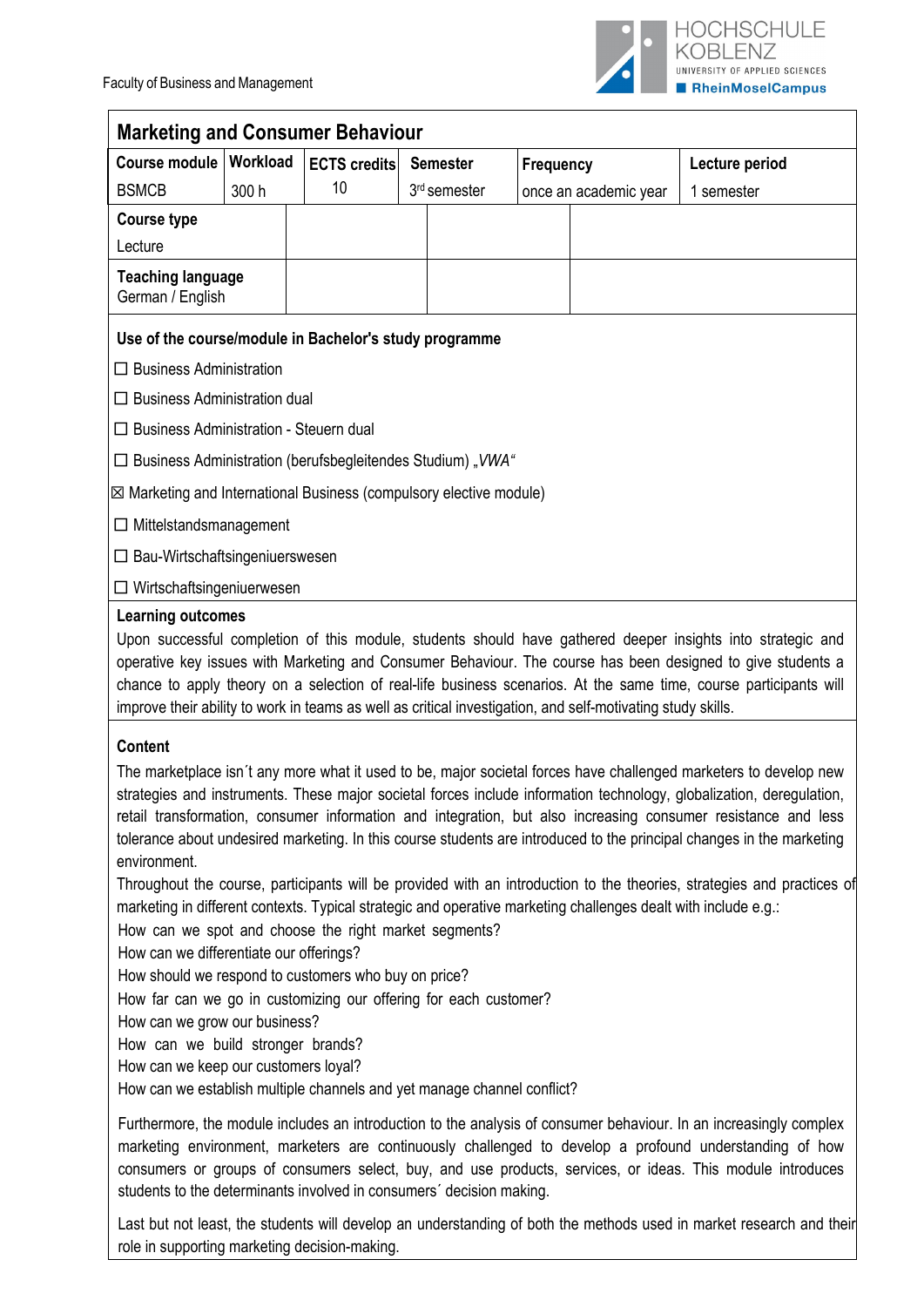Faculty of Business and Management

## Marketing and Consumer Behaviour

| Course module | Workload | ECTS credits | Semester | Frequency | Lecture period |
|---|---|---|---|---|---|
| BSMCB | 300 h | 10 | 3rd semester | once an academic year | 1 semester |

**Course type**
Lecture

**Teaching language**
German / English

**Use of the course/module in Bachelor's study programme**

☐ Business Administration

☐ Business Administration dual

☐ Business Administration - Steuern dual

☐ Business Administration (berufsbegleitendes Studium) „*VWA*“

☒ Marketing and International Business (compulsory elective module)

☐ Mittelstandsmanagement

☐ Bau-Wirtschaftsingeniuerswesen

☐ Wirtschaftsingeniuerwesen

**Learning outcomes**

Upon successful completion of this module, students should have gathered deeper insights into strategic and operative key issues with Marketing and Consumer Behaviour. The course has been designed to give students a chance to apply theory on a selection of real-life business scenarios. At the same time, course participants will improve their ability to work in teams as well as critical investigation, and self-motivating study skills.

**Content**

The marketplace isn´t any more what it used to be, major societal forces have challenged marketers to develop new strategies and instruments. These major societal forces include information technology, globalization, deregulation, retail transformation, consumer information and integration, but also increasing consumer resistance and less tolerance about undesired marketing. In this course students are introduced to the principal changes in the marketing environment.

Throughout the course, participants will be provided with an introduction to the theories, strategies and practices of marketing in different contexts. Typical strategic and operative marketing challenges dealt with include e.g.:

How can we spot and choose the right market segments?
How can we differentiate our offerings?
How should we respond to customers who buy on price?
How far can we go in customizing our offering for each customer?
How can we grow our business?
How can we build stronger brands?
How can we keep our customers loyal?
How can we establish multiple channels and yet manage channel conflict?

Furthermore, the module includes an introduction to the analysis of consumer behaviour. In an increasingly complex marketing environment, marketers are continuously challenged to develop a profound understanding of how consumers or groups of consumers select, buy, and use products, services, or ideas. This module introduces students to the determinants involved in consumers´ decision making.

Last but not least, the students will develop an understanding of both the methods used in market research and their role in supporting marketing decision-making.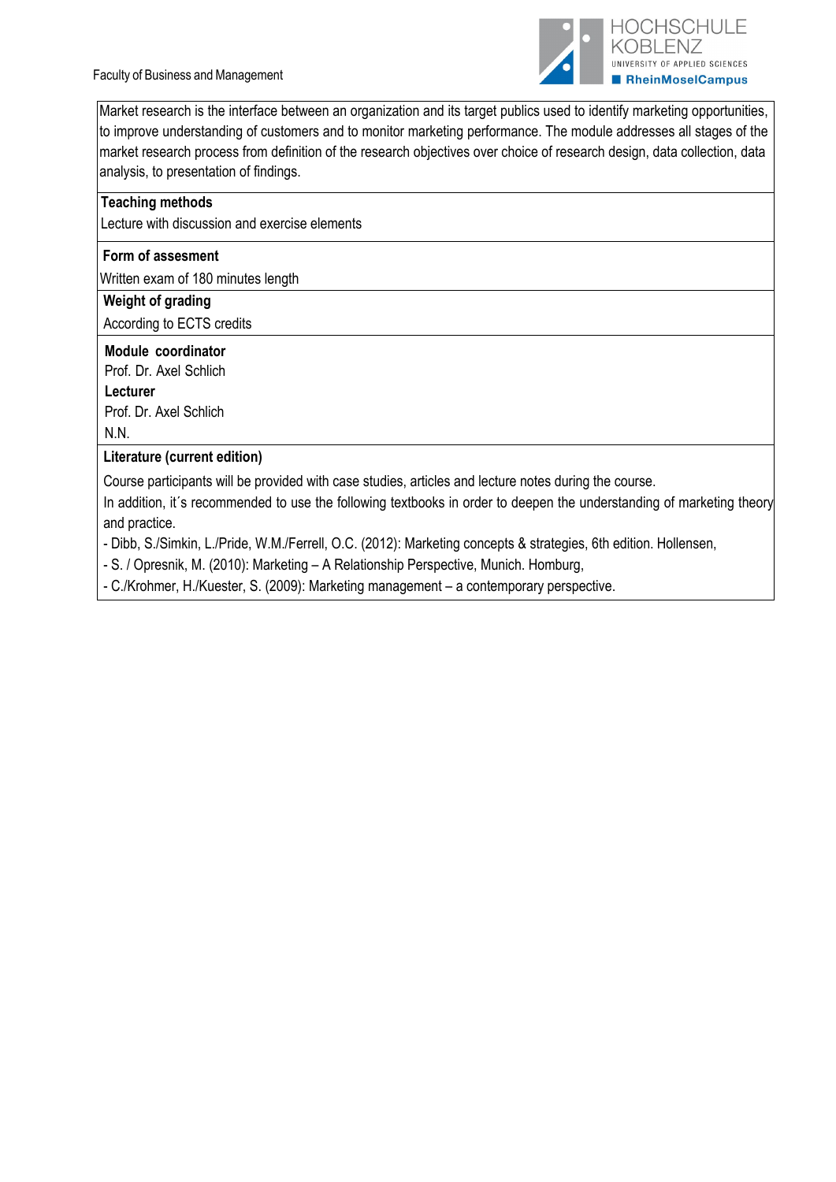Market research is the interface between an organization and its target publics used to identify marketing opportunities, to improve understanding of customers and to monitor marketing performance. The module addresses all stages of the market research process from definition of the research objectives over choice of research design, data collection, data analysis, to presentation of findings.

**Teaching methods**

Lecture with discussion and exercise elements

**Form of assesment**

Written exam of 180 minutes length

**Weight of grading**

According to ECTS credits

**Module coordinator**

Prof. Dr. Axel Schlich

**Lecturer**

Prof. Dr. Axel Schlich

N.N.

**Literature (current edition)**

Course participants will be provided with case studies, articles and lecture notes during the course.

In addition, it´s recommended to use the following textbooks in order to deepen the understanding of marketing theory and practice.

- Dibb, S./Simkin, L./Pride, W.M./Ferrell, O.C. (2012): Marketing concepts & strategies, 6th edition. Hollensen,
- S. / Opresnik, M. (2010): Marketing – A Relationship Perspective, Munich. Homburg,
- C./Krohmer, H./Kuester, S. (2009): Marketing management – a contemporary perspective.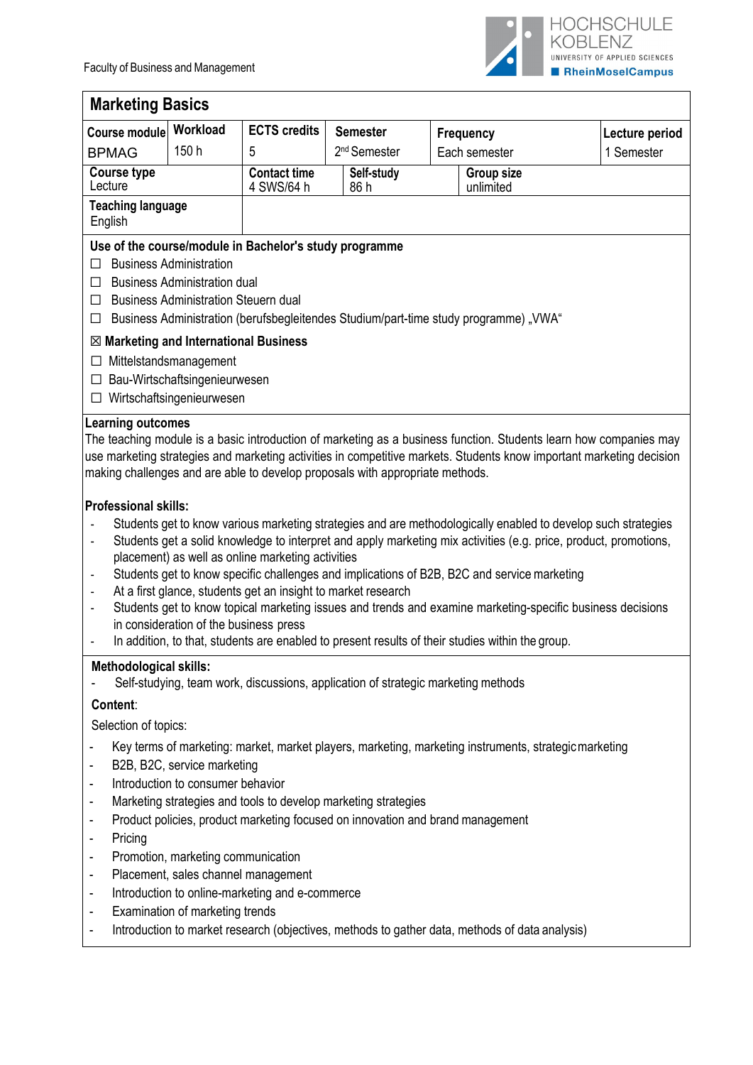Faculty of Business and Management

## Marketing Basics

| Course module | Workload | ECTS credits | Semester | Frequency | Lecture period |
|---|---|---|---|---|---|
| BPMAG | 150 h | 5 | 2nd Semester | Each semester | 1 Semester |

| Course type | Contact time | Self-study | Group size |
|---|---|---|---|
| Lecture | 4 SWS/64 h | 86 h | unlimited |

| Teaching language | |
|---|---|
| English | |

**Use of the course/module in Bachelor's study programme**

- ☐ Business Administration
- ☐ Business Administration dual
- ☐ Business Administration Steuern dual
- ☐ Business Administration (berufsbegleitendes Studium/part-time study programme) „VWA"
- ☒ **Marketing and International Business**
- ☐ Mittelstandsmanagement
- ☐ Bau-Wirtschaftsingenieurwesen
- ☐ Wirtschaftsingenieurwesen

**Learning outcomes**

The teaching module is a basic introduction of marketing as a business function. Students learn how companies may use marketing strategies and marketing activities in competitive markets. Students know important marketing decision making challenges and are able to develop proposals with appropriate methods.

**Professional skills:**

- Students get to know various marketing strategies and are methodologically enabled to develop such strategies
- Students get a solid knowledge to interpret and apply marketing mix activities (e.g. price, product, promotions, placement) as well as online marketing activities
- Students get to know specific challenges and implications of B2B, B2C and service marketing
- At a first glance, students get an insight to market research
- Students get to know topical marketing issues and trends and examine marketing-specific business decisions in consideration of the business press
- In addition, to that, students are enabled to present results of their studies within the group.

**Methodological skills:**

- Self-studying, team work, discussions, application of strategic marketing methods

**Content**:

Selection of topics:

- Key terms of marketing: market, market players, marketing, marketing instruments, strategic marketing
- B2B, B2C, service marketing
- Introduction to consumer behavior
- Marketing strategies and tools to develop marketing strategies
- Product policies, product marketing focused on innovation and brand management
- Pricing
- Promotion, marketing communication
- Placement, sales channel management
- Introduction to online-marketing and e-commerce
- Examination of marketing trends
- Introduction to market research (objectives, methods to gather data, methods of data analysis)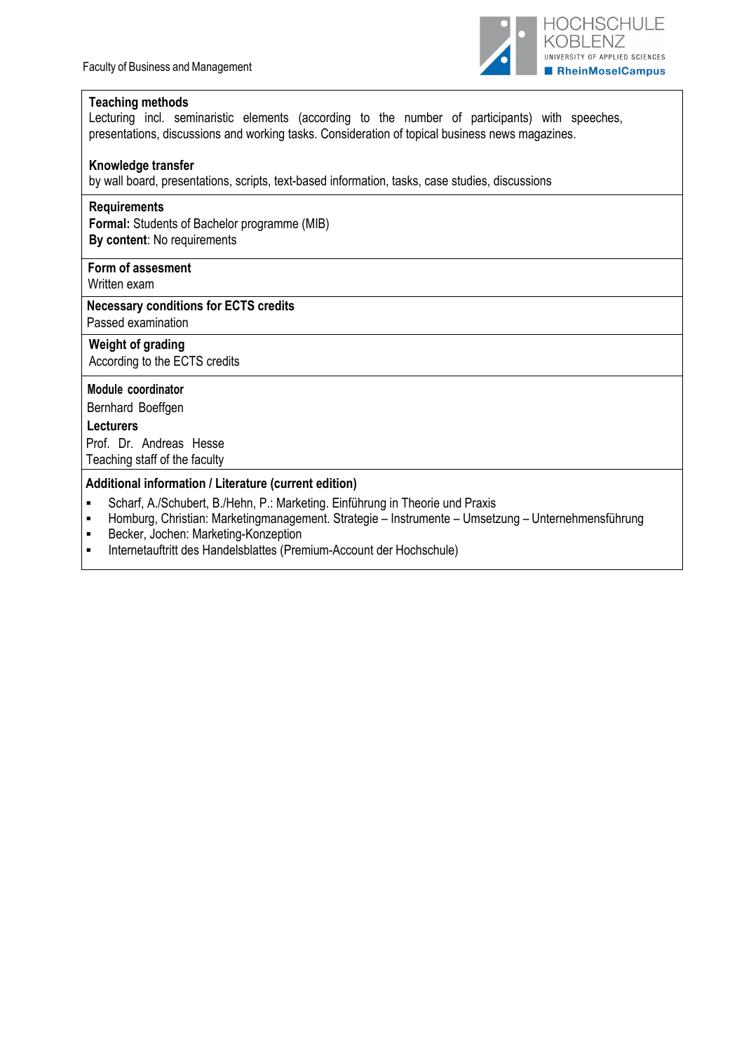**Teaching methods**
Lecturing incl. seminaristic elements (according to the number of participants) with speeches, presentations, discussions and working tasks. Consideration of topical business news magazines.

**Knowledge transfer**
by wall board, presentations, scripts, text-based information, tasks, case studies, discussions

**Requirements**
**Formal:** Students of Bachelor programme (MIB)
**By content**: No requirements

**Form of assesment**
Written exam

**Necessary conditions for ECTS credits**
Passed examination

**Weight of grading**
According to the ECTS credits

**Module coordinator**
Bernhard Boeffgen

**Lecturers**
Prof. Dr. Andreas Hesse
Teaching staff of the faculty

**Additional information / Literature (current edition)**

- Scharf, A./Schubert, B./Hehn, P.: Marketing. Einführung in Theorie und Praxis
- Homburg, Christian: Marketingmanagement. Strategie – Instrumente – Umsetzung – Unternehmensführung
- Becker, Jochen: Marketing-Konzeption
- Internetauftritt des Handelsblattes (Premium-Account der Hochschule)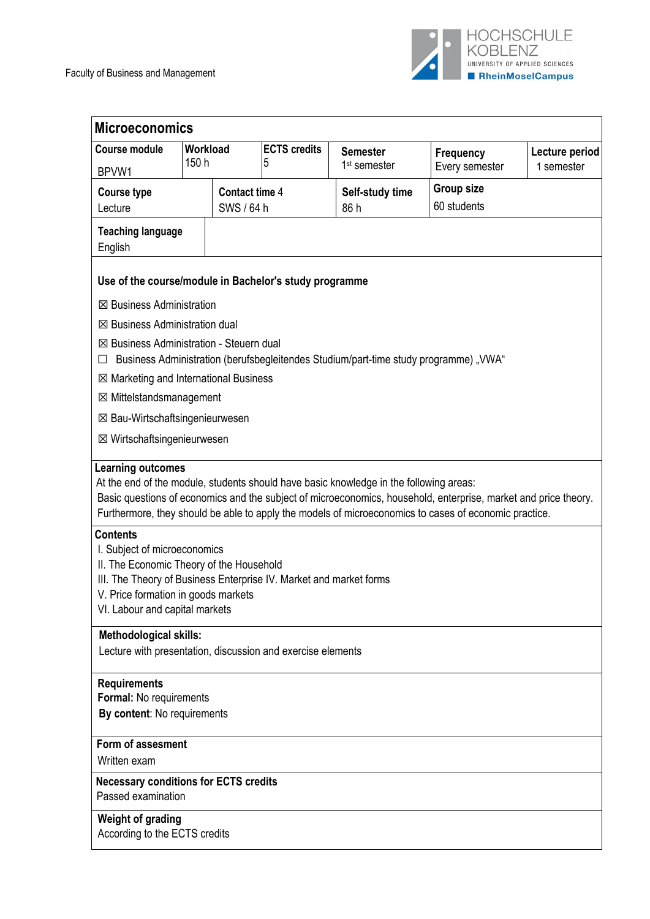Faculty of Business and Management

## Microeconomics

| Course module | Workload | ECTS credits | Semester | Frequency | Lecture period |
|---|---|---|---|---|---|
| BPVW1 | 150 h | 5 | 1st semester | Every semester | 1 semester |

| Course type | Contact time | Self-study time | Group size |
|---|---|---|---|
| Lecture | 4 SWS / 64 h | 86 h | 60 students |

**Teaching language**
English

**Use of the course/module in Bachelor's study programme**

☒ Business Administration

☒ Business Administration dual

☒ Business Administration - Steuern dual

☐ Business Administration (berufsbegleitendes Studium/part-time study programme) „VWA“

☒ Marketing and International Business

☒ Mittelstandsmanagement

☒ Bau-Wirtschaftsingenieurwesen

☒ Wirtschaftsingenieurwesen

**Learning outcomes**

At the end of the module, students should have basic knowledge in the following areas:
Basic questions of economics and the subject of microeconomics, household, enterprise, market and price theory. Furthermore, they should be able to apply the models of microeconomics to cases of economic practice.

**Contents**

I. Subject of microeconomics
II. The Economic Theory of the Household
III. The Theory of Business Enterprise IV. Market and market forms
V. Price formation in goods markets
VI. Labour and capital markets

**Methodological skills:**

Lecture with presentation, discussion and exercise elements

**Requirements**

**Formal:** No requirements
**By content**: No requirements

**Form of assesment**

Written exam

**Necessary conditions for ECTS credits**

Passed examination

**Weight of grading**

According to the ECTS credits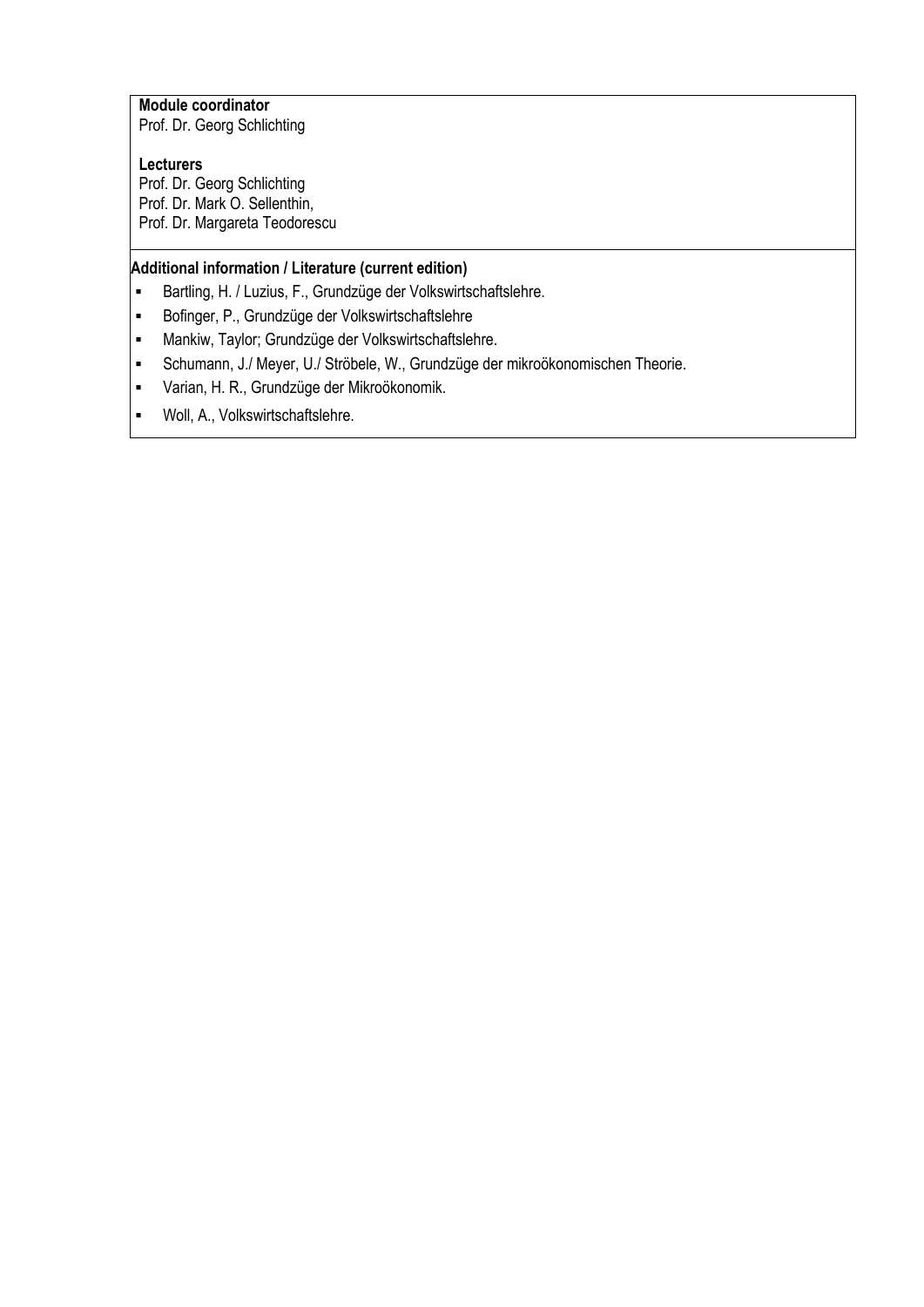**Module coordinator**
Prof. Dr. Georg Schlichting

**Lecturers**
Prof. Dr. Georg Schlichting
Prof. Dr. Mark O. Sellenthin,
Prof. Dr. Margareta Teodorescu

**Additional information / Literature (current edition)**

- Bartling, H. / Luzius, F., Grundzüge der Volkswirtschaftslehre.
- Bofinger, P., Grundzüge der Volkswirtschaftslehre
- Mankiw, Taylor; Grundzüge der Volkswirtschaftslehre.
- Schumann, J./ Meyer, U./ Ströbele, W., Grundzüge der mikroökonomischen Theorie.
- Varian, H. R., Grundzüge der Mikroökonomik.
- Woll, A., Volkswirtschaftslehre.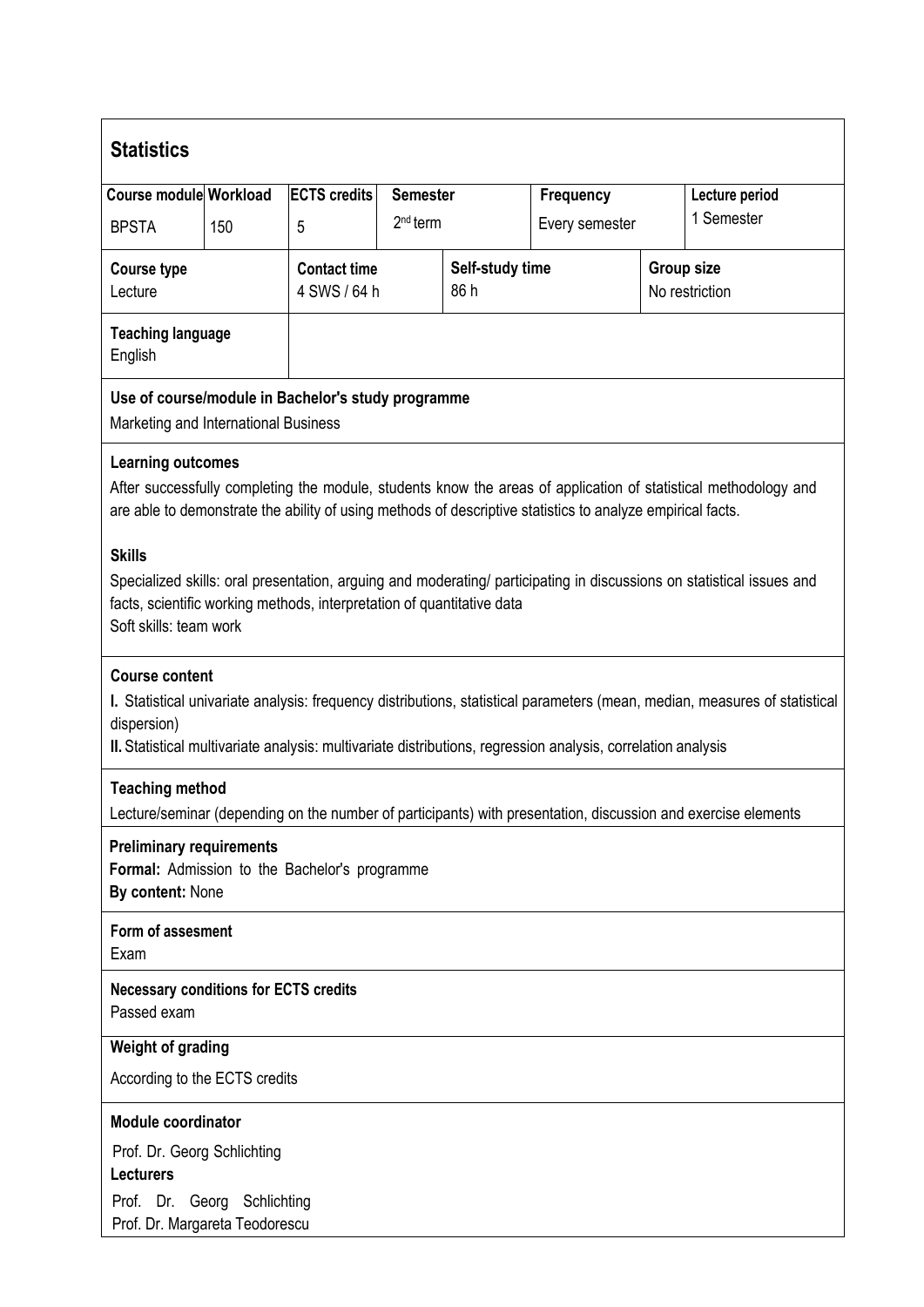## Statistics

| Course module | Workload | ECTS credits | Semester | Frequency | Lecture period |
|---|---|---|---|---|---|
| BPSTA | 150 | 5 | 2nd term | Every semester | 1 Semester |

| Course type | Contact time | Self-study time | Group size |
|---|---|---|---|
| Lecture | 4 SWS / 64 h | 86 h | No restriction |

**Teaching language**
English

**Use of course/module in Bachelor's study programme**
Marketing and International Business

**Learning outcomes**
After successfully completing the module, students know the areas of application of statistical methodology and are able to demonstrate the ability of using methods of descriptive statistics to analyze empirical facts.

**Skills**
Specialized skills: oral presentation, arguing and moderating/ participating in discussions on statistical issues and facts, scientific working methods, interpretation of quantitative data
Soft skills: team work

**Course content**
**I.** Statistical univariate analysis: frequency distributions, statistical parameters (mean, median, measures of statistical dispersion)
**II.** Statistical multivariate analysis: multivariate distributions, regression analysis, correlation analysis

**Teaching method**
Lecture/seminar (depending on the number of participants) with presentation, discussion and exercise elements

**Preliminary requirements**
**Formal:** Admission to the Bachelor's programme
**By content:** None

**Form of assesment**
Exam

**Necessary conditions for ECTS credits**
Passed exam

**Weight of grading**
According to the ECTS credits

**Module coordinator**
Prof. Dr. Georg Schlichting

**Lecturers**
Prof. Dr. Georg Schlichting
Prof. Dr. Margareta Teodorescu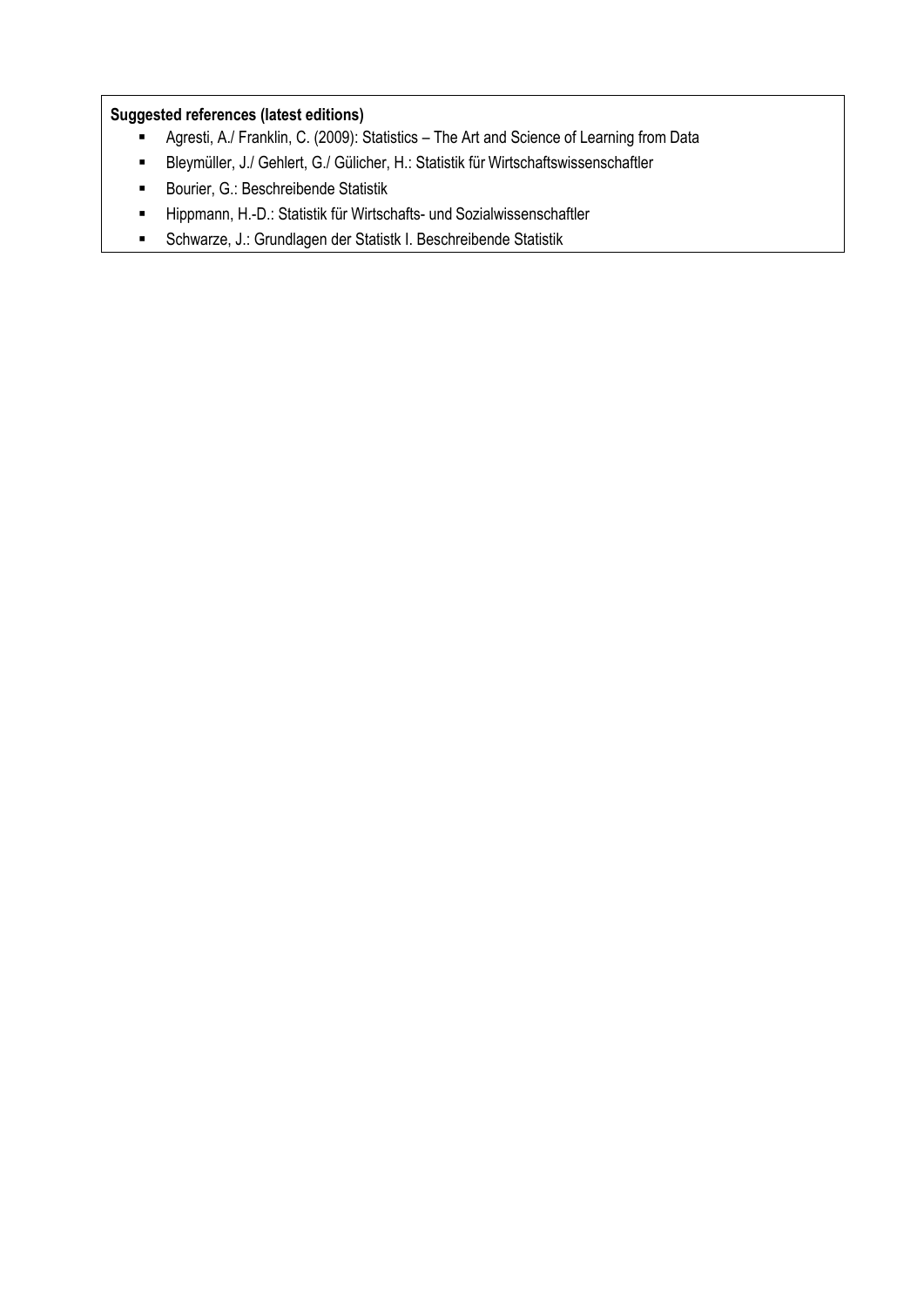**Suggested references (latest editions)**

- Agresti, A./ Franklin, C. (2009): Statistics – The Art and Science of Learning from Data
- Bleymüller, J./ Gehlert, G./ Gülicher, H.: Statistik für Wirtschaftswissenschaftler
- Bourier, G.: Beschreibende Statistik
- Hippmann, H.-D.: Statistik für Wirtschafts- und Sozialwissenschaftler
- Schwarze, J.: Grundlagen der Statistk I. Beschreibende Statistik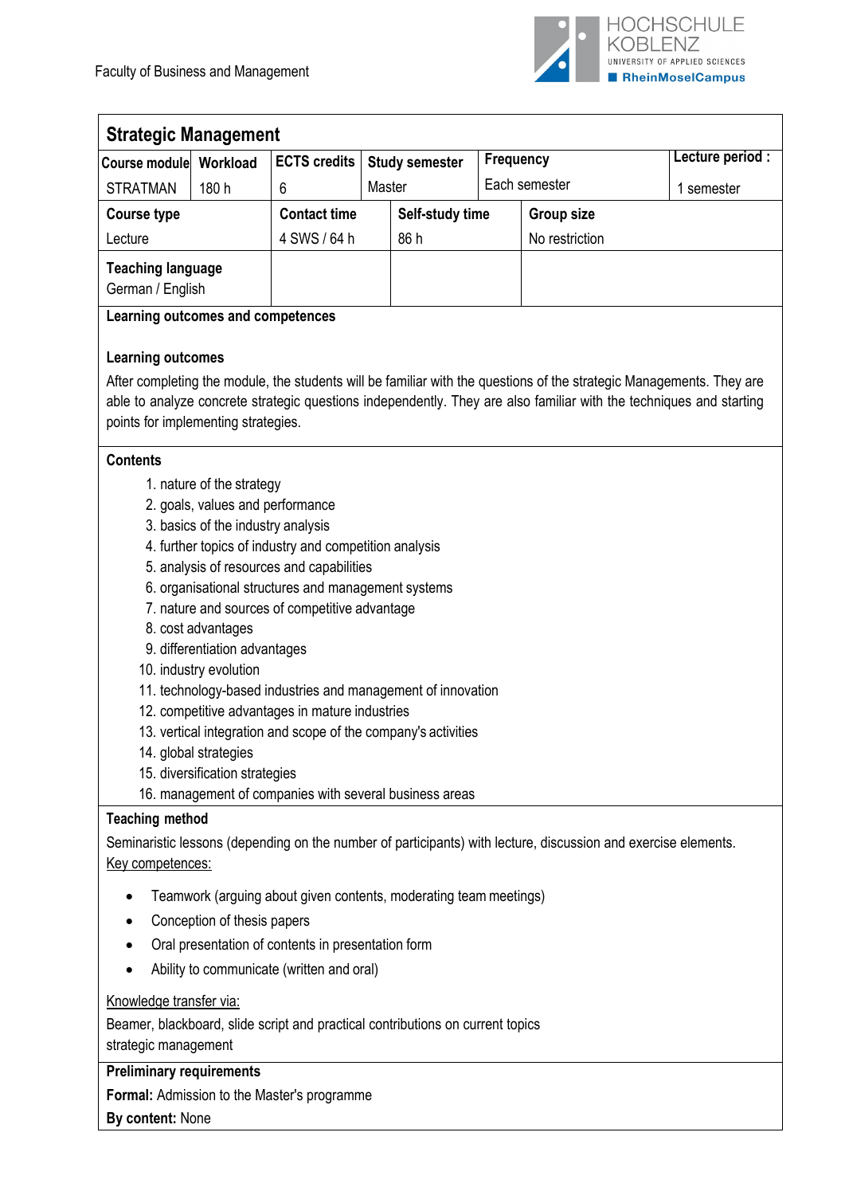Faculty of Business and Management

## Strategic Management

| Course module | Workload | ECTS credits | Study semester | Frequency | Lecture period : |
|---|---|---|---|---|---|
| STRATMAN | 180 h | 6 | Master | Each semester | 1 semester |

| Course type | Contact time | Self-study time | Group size |
|---|---|---|---|
| Lecture | 4 SWS / 64 h | 86 h | No restriction |
| **Teaching language**<br>German / English | | | |

**Learning outcomes and competences**

**Learning outcomes**

After completing the module, the students will be familiar with the questions of the strategic Managements. They are able to analyze concrete strategic questions independently. They are also familiar with the techniques and starting points for implementing strategies.

**Contents**

1. nature of the strategy
2. goals, values and performance
3. basics of the industry analysis
4. further topics of industry and competition analysis
5. analysis of resources and capabilities
6. organisational structures and management systems
7. nature and sources of competitive advantage
8. cost advantages
9. differentiation advantages
10. industry evolution
11. technology-based industries and management of innovation
12. competitive advantages in mature industries
13. vertical integration and scope of the company's activities
14. global strategies
15. diversification strategies
16. management of companies with several business areas

**Teaching method**

Seminaristic lessons (depending on the number of participants) with lecture, discussion and exercise elements.

Key competences:

- Teamwork (arguing about given contents, moderating team meetings)
- Conception of thesis papers
- Oral presentation of contents in presentation form
- Ability to communicate (written and oral)

Knowledge transfer via:

Beamer, blackboard, slide script and practical contributions on current topics
strategic management

**Preliminary requirements**

**Formal:** Admission to the Master's programme

**By content:** None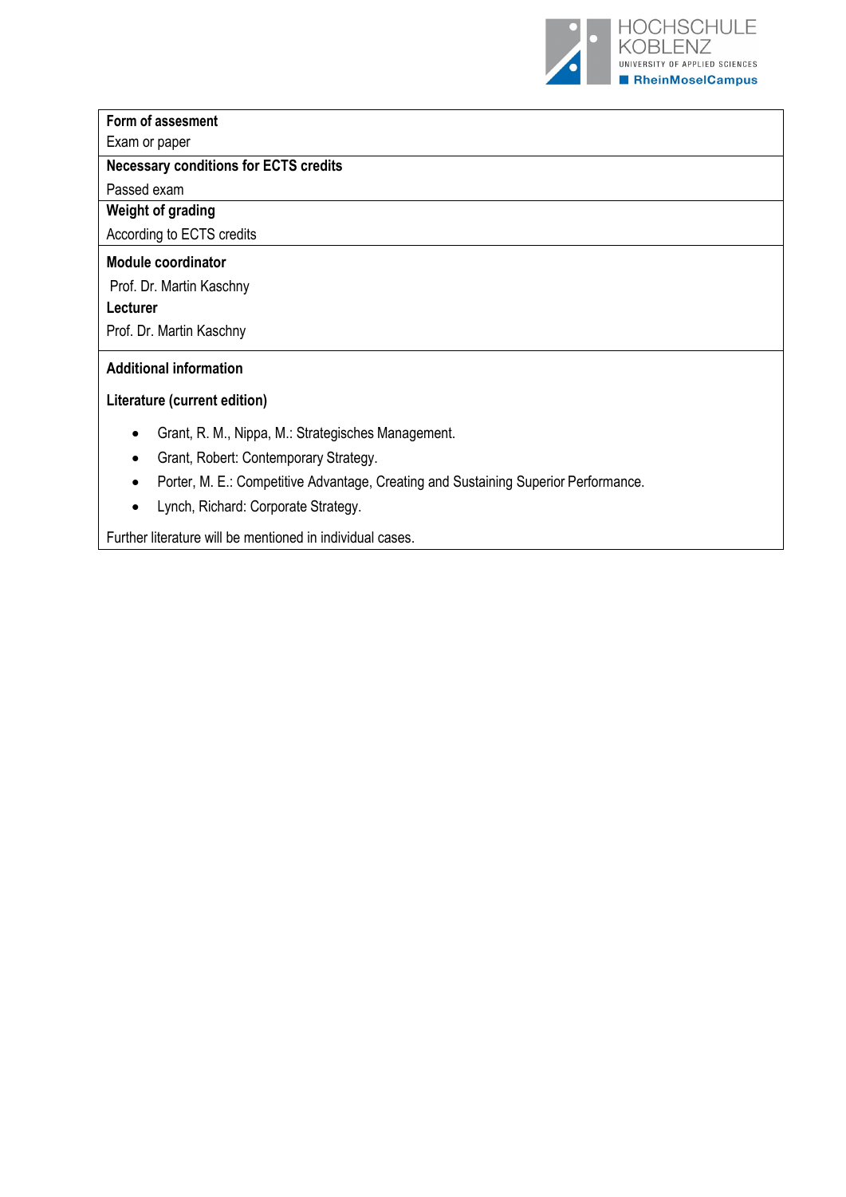**Form of assesment**

Exam or paper

**Necessary conditions for ECTS credits**

Passed exam

**Weight of grading**

According to ECTS credits

**Module coordinator**

Prof. Dr. Martin Kaschny

**Lecturer**

Prof. Dr. Martin Kaschny

**Additional information**

**Literature (current edition)**

- Grant, R. M., Nippa, M.: Strategisches Management.
- Grant, Robert: Contemporary Strategy.
- Porter, M. E.: Competitive Advantage, Creating and Sustaining Superior Performance.
- Lynch, Richard: Corporate Strategy.

Further literature will be mentioned in individual cases.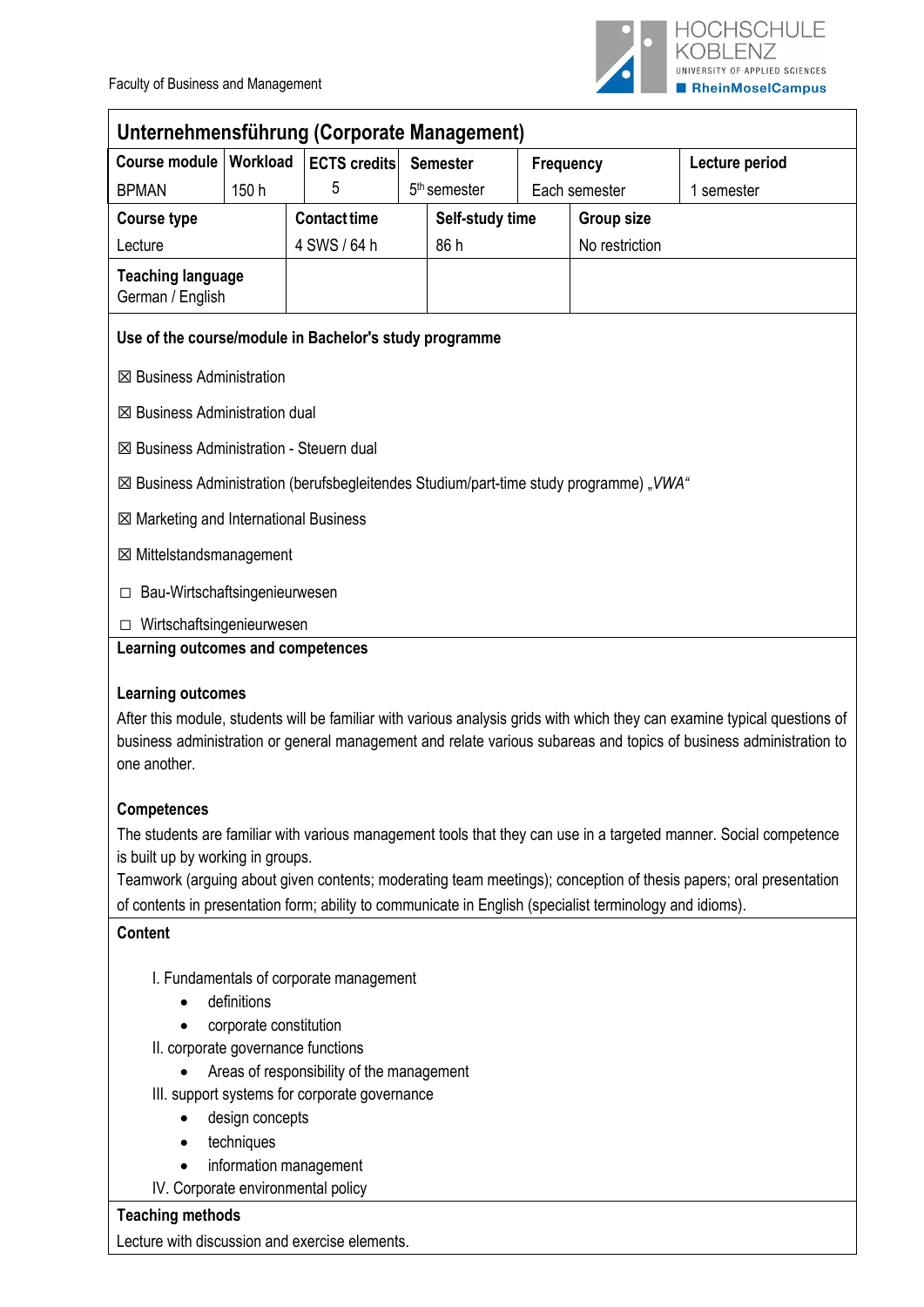Faculty of Business and Management

## Unternehmensführung (Corporate Management)

| Course module | Workload | ECTS credits | Semester | Frequency | Lecture period |
|---|---|---|---|---|---|
| BPMAN | 150 h | 5 | 5th semester | Each semester | 1 semester |

| Course type | Contact time | Self-study time | Group size |
|---|---|---|---|
| Lecture | 4 SWS / 64 h | 86 h | No restriction |
| **Teaching language** German / English | | | |

**Use of the course/module in Bachelor's study programme**

☒ Business Administration

☒ Business Administration dual

☒ Business Administration - Steuern dual

☒ Business Administration (berufsbegleitendes Studium/part-time study programme) „*VWA*"

☒ Marketing and International Business

☒ Mittelstandsmanagement

☐ Bau-Wirtschaftsingenieurwesen

☐ Wirtschaftsingenieurwesen

**Learning outcomes and competences**

**Learning outcomes**

After this module, students will be familiar with various analysis grids with which they can examine typical questions of business administration or general management and relate various subareas and topics of business administration to one another.

**Competences**

The students are familiar with various management tools that they can use in a targeted manner. Social competence is built up by working in groups.
Teamwork (arguing about given contents; moderating team meetings); conception of thesis papers; oral presentation of contents in presentation form; ability to communicate in English (specialist terminology and idioms).

**Content**

I. Fundamentals of corporate management
- definitions
- corporate constitution

II. corporate governance functions
- Areas of responsibility of the management

III. support systems for corporate governance
- design concepts
- techniques
- information management

IV. Corporate environmental policy

**Teaching methods**

Lecture with discussion and exercise elements.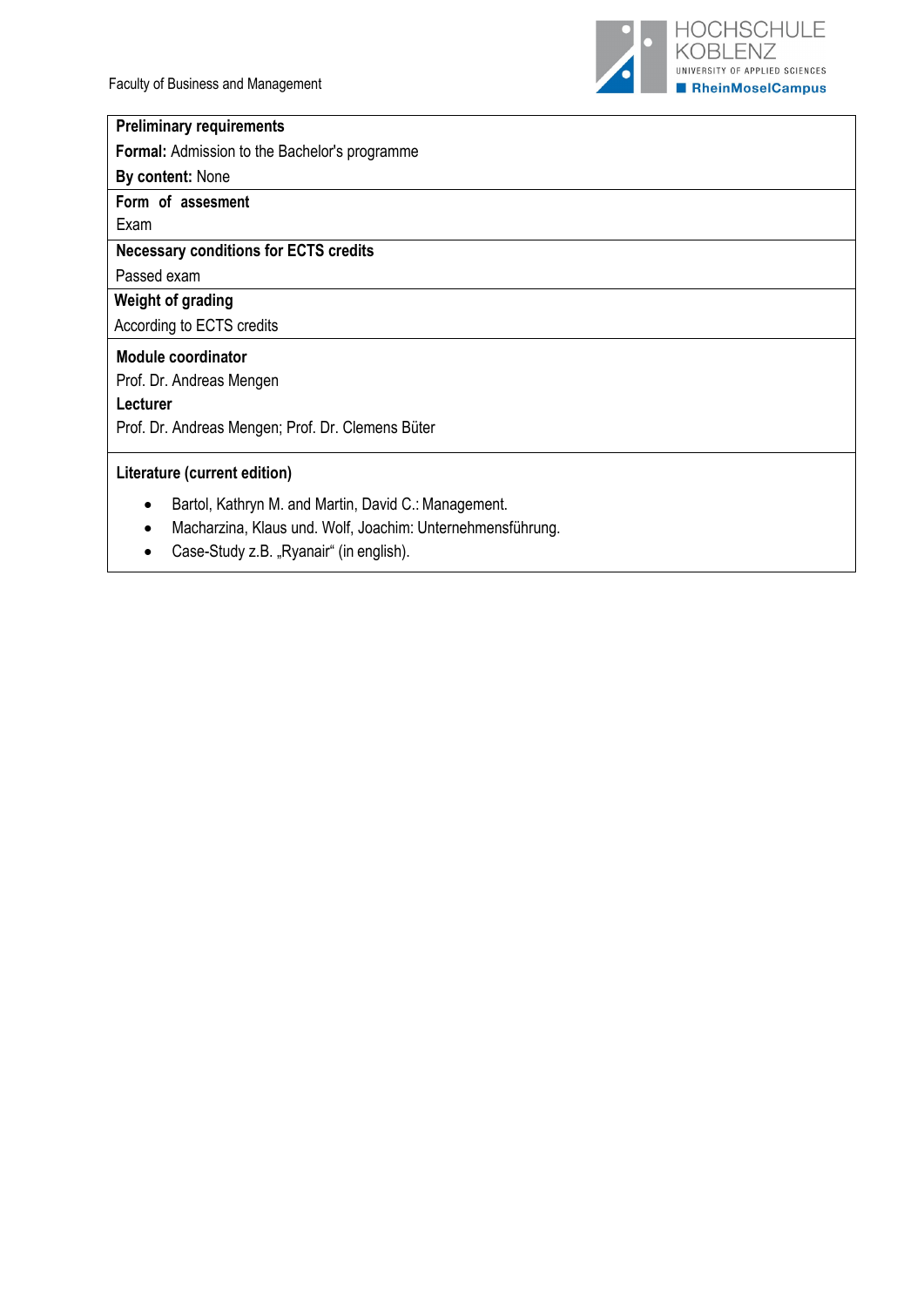**Preliminary requirements**

**Formal:** Admission to the Bachelor's programme

**By content:** None

**Form of assesment**

Exam

**Necessary conditions for ECTS credits**

Passed exam

**Weight of grading**

According to ECTS credits

**Module coordinator**

Prof. Dr. Andreas Mengen

**Lecturer**

Prof. Dr. Andreas Mengen; Prof. Dr. Clemens Büter

**Literature (current edition)**

- Bartol, Kathryn M. and Martin, David C.: Management.
- Macharzina, Klaus und. Wolf, Joachim: Unternehmensführung.
- Case-Study z.B. „Ryanair“ (in english).